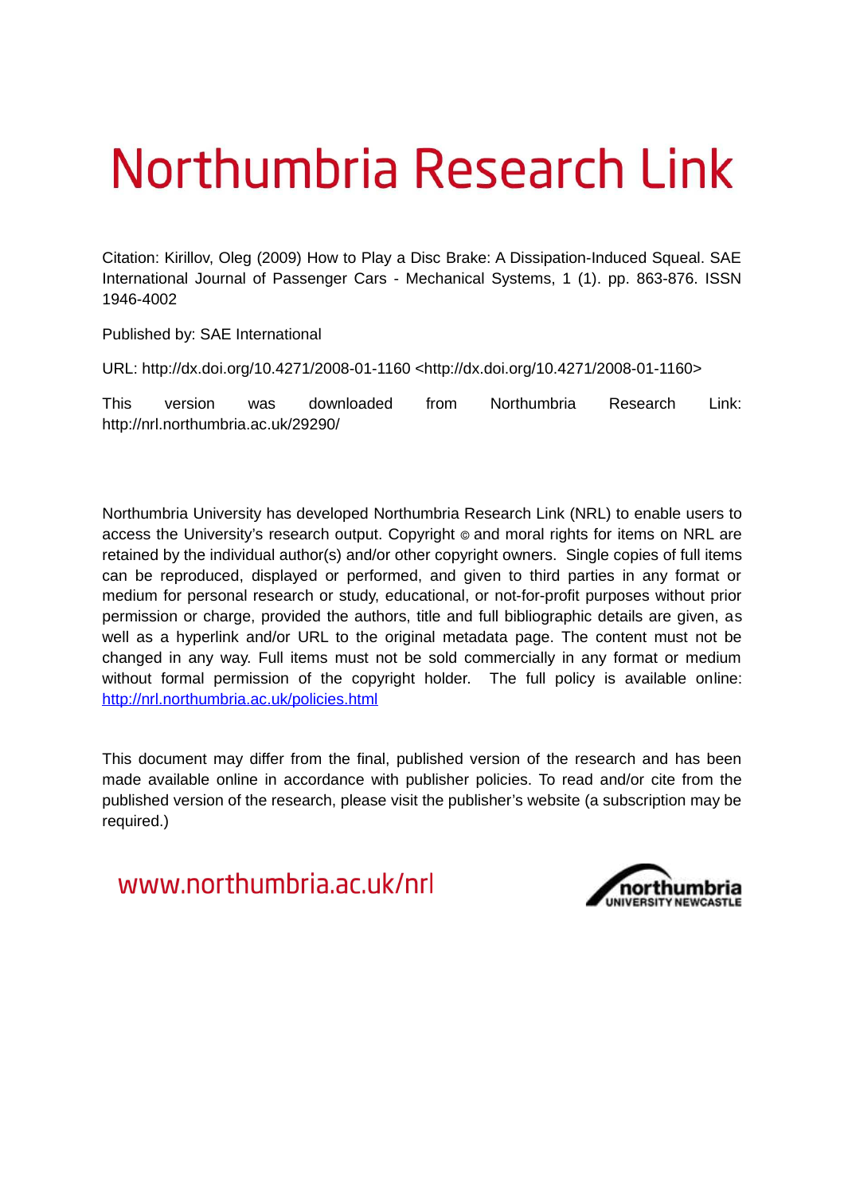# Northumbria Research Link

Citation: Kirillov, Oleg (2009) How to Play a Disc Brake: A Dissipation-Induced Squeal. SAE International Journal of Passenger Cars - Mechanical Systems, 1 (1). pp. 863-876. ISSN 1946-4002

Published by: SAE International

URL: http://dx.doi.org/10.4271/2008-01-1160 <http://dx.doi.org/10.4271/2008-01-1160>

This version was downloaded from Northumbria Research Link: http://nrl.northumbria.ac.uk/29290/

Northumbria University has developed Northumbria Research Link (NRL) to enable users to access the University's research output. Copyright © and moral rights for items on NRL are retained by the individual author(s) and/or other copyright owners. Single copies of full items can be reproduced, displayed or performed, and given to third parties in any format or medium for personal research or study, educational, or not-for-profit purposes without prior permission or charge, provided the authors, title and full bibliographic details are given, as well as a hyperlink and/or URL to the original metadata page. The content must not be changed in any way. Full items must not be sold commercially in any format or medium without formal permission of the copyright holder. The full policy is available online: http://nrl.northumbria.ac.uk/policies.html

This document may differ from the final, published version of the research and has been made available online in accordance with publisher policies. To read and/or cite from the published version of the research, please visit the publisher's website (a subscription may be required.)

www.northumbria.ac.uk/nrl

northumbria UNIVERSITY NEWCASTLE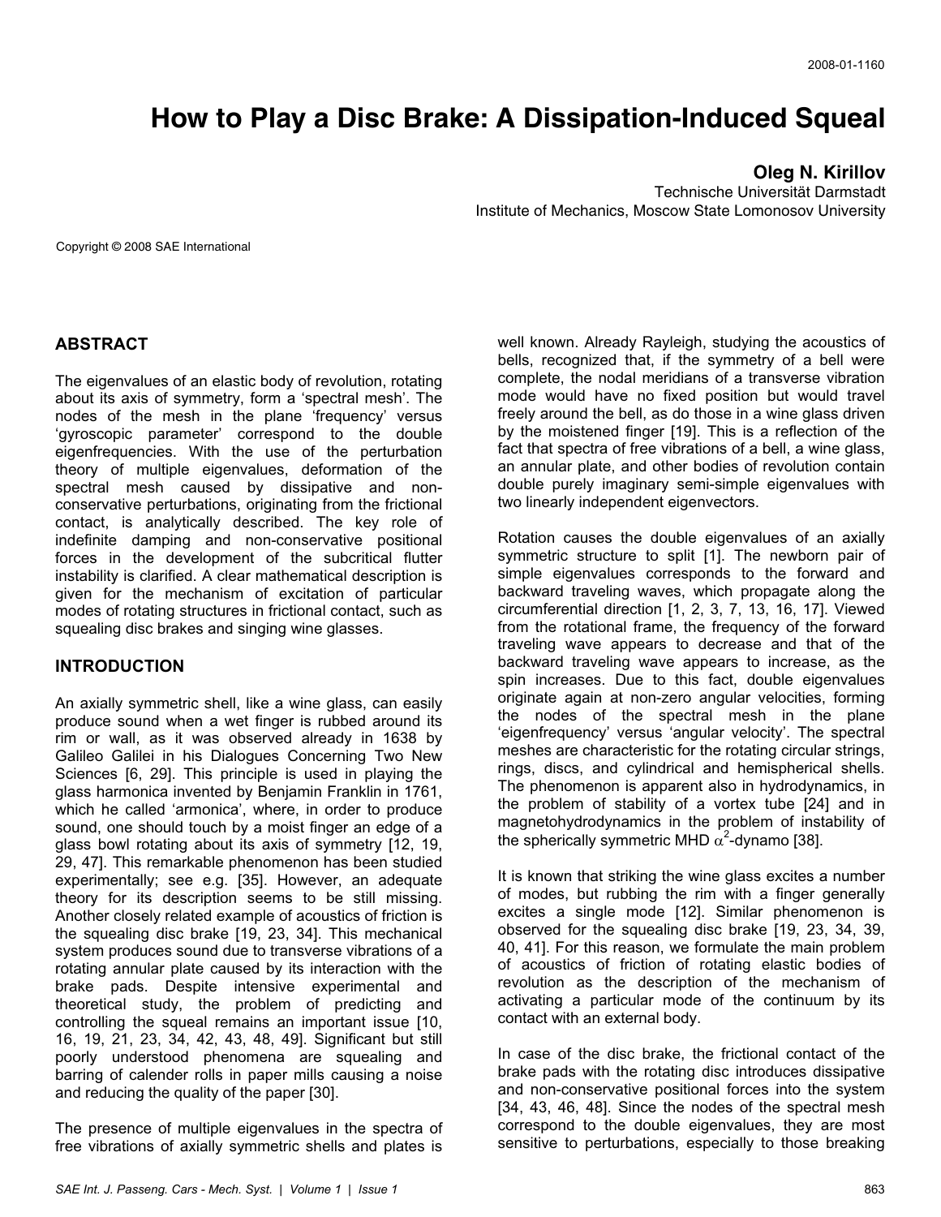2008-01-1160

# How to Play a Disc Brake: A Dissipation-Induced Squeal

**Oleg N. Kirillov**
Technische Universität Darmstadt
Institute of Mechanics, Moscow State Lomonosov University

Copyright © 2008 SAE International

## ABSTRACT

The eigenvalues of an elastic body of revolution, rotating about its axis of symmetry, form a 'spectral mesh'. The nodes of the mesh in the plane 'frequency' versus 'gyroscopic parameter' correspond to the double eigenfrequencies. With the use of the perturbation theory of multiple eigenvalues, deformation of the spectral mesh caused by dissipative and non-conservative perturbations, originating from the frictional contact, is analytically described. The key role of indefinite damping and non-conservative positional forces in the development of the subcritical flutter instability is clarified. A clear mathematical description is given for the mechanism of excitation of particular modes of rotating structures in frictional contact, such as squealing disc brakes and singing wine glasses.

## INTRODUCTION

An axially symmetric shell, like a wine glass, can easily produce sound when a wet finger is rubbed around its rim or wall, as it was observed already in 1638 by Galileo Galilei in his Dialogues Concerning Two New Sciences [6, 29]. This principle is used in playing the glass harmonica invented by Benjamin Franklin in 1761, which he called 'armonica', where, in order to produce sound, one should touch by a moist finger an edge of a glass bowl rotating about its axis of symmetry [12, 19, 29, 47]. This remarkable phenomenon has been studied experimentally; see e.g. [35]. However, an adequate theory for its description seems to be still missing. Another closely related example of acoustics of friction is the squealing disc brake [19, 23, 34]. This mechanical system produces sound due to transverse vibrations of a rotating annular plate caused by its interaction with the brake pads. Despite intensive experimental and theoretical study, the problem of predicting and controlling the squeal remains an important issue [10, 16, 19, 21, 23, 34, 42, 43, 48, 49]. Significant but still poorly understood phenomena are squealing and barring of calender rolls in paper mills causing a noise and reducing the quality of the paper [30].

The presence of multiple eigenvalues in the spectra of free vibrations of axially symmetric shells and plates is well known. Already Rayleigh, studying the acoustics of bells, recognized that, if the symmetry of a bell were complete, the nodal meridians of a transverse vibration mode would have no fixed position but would travel freely around the bell, as do those in a wine glass driven by the moistened finger [19]. This is a reflection of the fact that spectra of free vibrations of a bell, a wine glass, an annular plate, and other bodies of revolution contain double purely imaginary semi-simple eigenvalues with two linearly independent eigenvectors.

Rotation causes the double eigenvalues of an axially symmetric structure to split [1]. The newborn pair of simple eigenvalues corresponds to the forward and backward traveling waves, which propagate along the circumferential direction [1, 2, 3, 7, 13, 16, 17]. Viewed from the rotational frame, the frequency of the forward traveling wave appears to decrease and that of the backward traveling wave appears to increase, as the spin increases. Due to this fact, double eigenvalues originate again at non-zero angular velocities, forming the nodes of the spectral mesh in the plane 'eigenfrequency' versus 'angular velocity'. The spectral meshes are characteristic for the rotating circular strings, rings, discs, and cylindrical and hemispherical shells. The phenomenon is apparent also in hydrodynamics, in the problem of stability of a vortex tube [24] and in magnetohydrodynamics in the problem of instability of the spherically symmetric MHD $\alpha^2$-dynamo [38].

It is known that striking the wine glass excites a number of modes, but rubbing the rim with a finger generally excites a single mode [12]. Similar phenomenon is observed for the squealing disc brake [19, 23, 34, 39, 40, 41]. For this reason, we formulate the main problem of acoustics of friction of rotating elastic bodies of revolution as the description of the mechanism of activating a particular mode of the continuum by its contact with an external body.

In case of the disc brake, the frictional contact of the brake pads with the rotating disc introduces dissipative and non-conservative positional forces into the system [34, 43, 46, 48]. Since the nodes of the spectral mesh correspond to the double eigenvalues, they are most sensitive to perturbations, especially to those breaking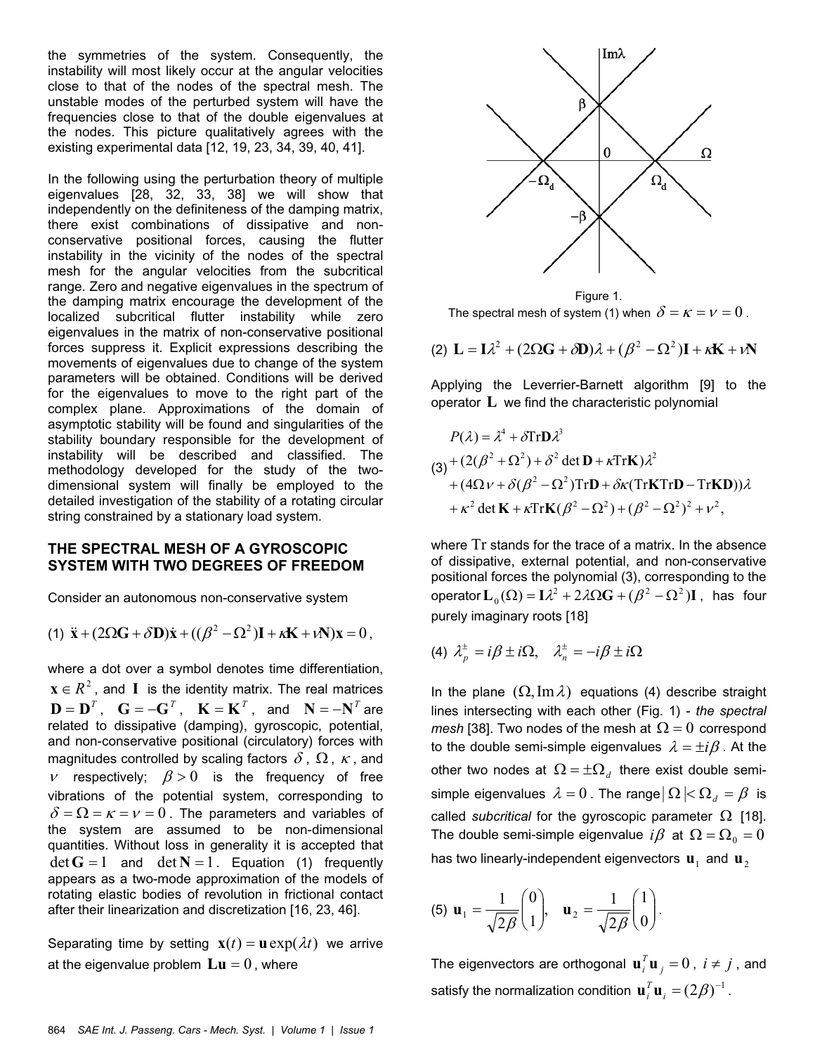the symmetries of the system. Consequently, the instability will most likely occur at the angular velocities close to that of the nodes of the spectral mesh. The unstable modes of the perturbed system will have the frequencies close to that of the double eigenvalues at the nodes. This picture qualitatively agrees with the existing experimental data [12, 19, 23, 34, 39, 40, 41].

In the following using the perturbation theory of multiple eigenvalues [28, 32, 33, 38] we will show that independently on the definiteness of the damping matrix, there exist combinations of dissipative and non-conservative positional forces, causing the flutter instability in the vicinity of the nodes of the spectral mesh for the angular velocities from the subcritical range. Zero and negative eigenvalues in the spectrum of the damping matrix encourage the development of the localized subcritical flutter instability while zero eigenvalues in the matrix of non-conservative positional forces suppress it. Explicit expressions describing the movements of eigenvalues due to change of the system parameters will be obtained. Conditions will be derived for the eigenvalues to move to the right part of the complex plane. Approximations of the domain of asymptotic stability will be found and singularities of the stability boundary responsible for the development of instability will be described and classified. The methodology developed for the study of the two-dimensional system will finally be employed to the detailed investigation of the stability of a rotating circular string constrained by a stationary load system.

## THE SPECTRAL MESH OF A GYROSCOPIC SYSTEM WITH TWO DEGREES OF FREEDOM

Consider an autonomous non-conservative system

$$(1)\quad \ddot{\mathbf{x}} + (2\Omega\mathbf{G} + \delta\mathbf{D})\dot{\mathbf{x}} + ((\beta^2 - \Omega^2)\mathbf{I} + \kappa\mathbf{K} + \nu\mathbf{N})\mathbf{x} = 0,$$

where a dot over a symbol denotes time differentiation, $\mathbf{x} \in R^2$, and $\mathbf{I}$ is the identity matrix. The real matrices $\mathbf{D} = \mathbf{D}^T$, $\mathbf{G} = -\mathbf{G}^T$, $\mathbf{K} = \mathbf{K}^T$, and $\mathbf{N} = -\mathbf{N}^T$ are related to dissipative (damping), gyroscopic, potential, and non-conservative positional (circulatory) forces with magnitudes controlled by scaling factors $\delta$, $\Omega$, $\kappa$, and $\nu$ respectively; $\beta > 0$ is the frequency of free vibrations of the potential system, corresponding to $\delta = \Omega = \kappa = \nu = 0$. The parameters and variables of the system are assumed to be non-dimensional quantities. Without loss in generality it is accepted that $\det \mathbf{G} = 1$ and $\det \mathbf{N} = 1$. Equation (1) frequently appears as a two-mode approximation of the models of rotating elastic bodies of revolution in frictional contact after their linearization and discretization [16, 23, 46].

Separating time by setting $\mathbf{x}(t) = \mathbf{u}\exp(\lambda t)$ we arrive at the eigenvalue problem $\mathbf{L}\mathbf{u} = 0$, where

Figure 1.
The spectral mesh of system (1) when $\delta = \kappa = \nu = 0$.

$$(2)\quad \mathbf{L} = \mathbf{I}\lambda^2 + (2\Omega\mathbf{G} + \delta\mathbf{D})\lambda + (\beta^2 - \Omega^2)\mathbf{I} + \kappa\mathbf{K} + \nu\mathbf{N}$$

Applying the Leverrier-Barnett algorithm [9] to the operator $\mathbf{L}$ we find the characteristic polynomial

$$(3)\quad \begin{aligned} P(\lambda) &= \lambda^4 + \delta \mathrm{Tr}\mathbf{D}\lambda^3 \\ &+ (2(\beta^2 + \Omega^2) + \delta^2 \det \mathbf{D} + \kappa \mathrm{Tr}\mathbf{K})\lambda^2 \\ &+ (4\Omega\nu + \delta(\beta^2 - \Omega^2)\mathrm{Tr}\mathbf{D} + \delta\kappa(\mathrm{Tr}\mathbf{K}\mathrm{Tr}\mathbf{D} - \mathrm{Tr}\mathbf{KD}))\lambda \\ &+ \kappa^2 \det \mathbf{K} + \kappa \mathrm{Tr}\mathbf{K}(\beta^2 - \Omega^2) + (\beta^2 - \Omega^2)^2 + \nu^2, \end{aligned}$$

where $\mathrm{Tr}$ stands for the trace of a matrix. In the absence of dissipative, external potential, and non-conservative positional forces the polynomial (3), corresponding to the operator $\mathbf{L}_0(\Omega) = \mathbf{I}\lambda^2 + 2\lambda\Omega\mathbf{G} + (\beta^2 - \Omega^2)\mathbf{I}$, has four purely imaginary roots [18]

$$(4)\quad \lambda_p^{\pm} = i\beta \pm i\Omega, \quad \lambda_n^{\pm} = -i\beta \pm i\Omega$$

In the plane $(\Omega, \mathrm{Im}\lambda)$ equations (4) describe straight lines intersecting with each other (Fig. 1) - *the spectral mesh* [38]. Two nodes of the mesh at $\Omega = 0$ correspond to the double semi-simple eigenvalues $\lambda = \pm i\beta$. At the other two nodes at $\Omega = \pm\Omega_d$ there exist double semi-simple eigenvalues $\lambda = 0$. The range $|\Omega| < \Omega_d = \beta$ is called *subcritical* for the gyroscopic parameter $\Omega$ [18]. The double semi-simple eigenvalue $i\beta$ at $\Omega = \Omega_0 = 0$ has two linearly-independent eigenvectors $\mathbf{u}_1$ and $\mathbf{u}_2$

$$(5)\quad \mathbf{u}_1 = \frac{1}{\sqrt{2\beta}}\begin{pmatrix}0\\1\end{pmatrix}, \quad \mathbf{u}_2 = \frac{1}{\sqrt{2\beta}}\begin{pmatrix}1\\0\end{pmatrix}.$$

The eigenvectors are orthogonal $\mathbf{u}_i^T\mathbf{u}_j = 0$, $i \neq j$, and satisfy the normalization condition $\mathbf{u}_i^T\mathbf{u}_i = (2\beta)^{-1}$.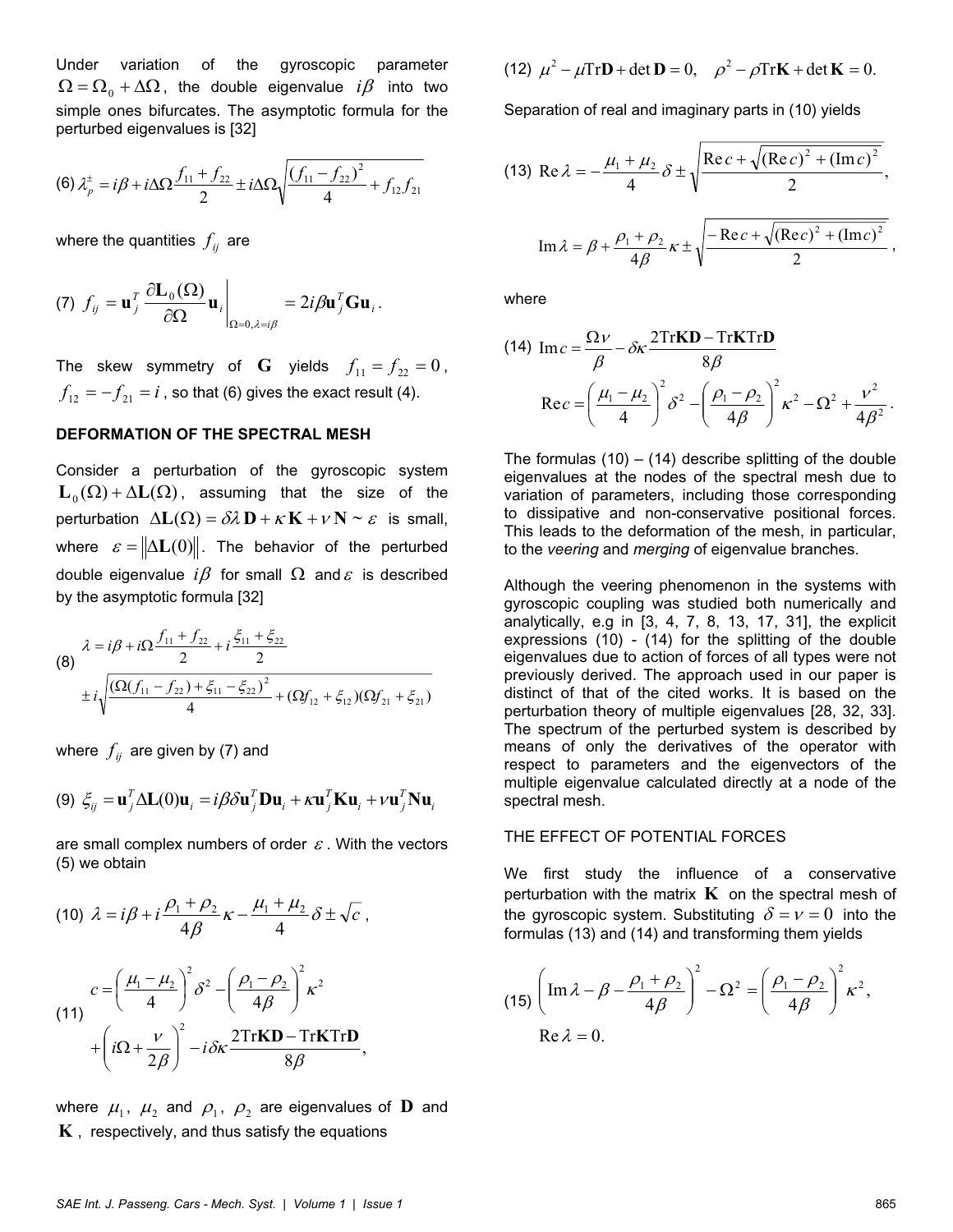Under variation of the gyroscopic parameter $\Omega = \Omega_0 + \Delta\Omega$, the double eigenvalue $i\beta$ into two simple ones bifurcates. The asymptotic formula for the perturbed eigenvalues is [32]

$$\text{(6)}\quad \lambda_p^{\pm} = i\beta + i\Delta\Omega\frac{f_{11}+f_{22}}{2} \pm i\Delta\Omega\sqrt{\frac{(f_{11}-f_{22})^2}{4} + f_{12}f_{21}}$$

where the quantities $f_{ij}$ are

$$\text{(7)}\quad f_{ij} = \mathbf{u}_j^T \frac{\partial \mathbf{L}_0(\Omega)}{\partial \Omega}\mathbf{u}_i \Bigg|_{\Omega=0,\lambda=i\beta} = 2i\beta \mathbf{u}_j^T \mathbf{G}\mathbf{u}_i .$$

The skew symmetry of $\mathbf{G}$ yields $f_{11} = f_{22} = 0$, $f_{12} = -f_{21} = i$, so that (6) gives the exact result (4).

**DEFORMATION OF THE SPECTRAL MESH**

Consider a perturbation of the gyroscopic system $\mathbf{L}_0(\Omega) + \Delta\mathbf{L}(\Omega)$, assuming that the size of the perturbation $\Delta\mathbf{L}(\Omega) = \delta\lambda\,\mathbf{D} + \kappa\,\mathbf{K} + \nu\,\mathbf{N} \sim \varepsilon$ is small, where $\varepsilon = \|\Delta\mathbf{L}(0)\|$. The behavior of the perturbed double eigenvalue $i\beta$ for small $\Omega$ and $\varepsilon$ is described by the asymptotic formula [32]

$$\text{(8)}\quad \lambda = i\beta + i\Omega\frac{f_{11}+f_{22}}{2} + i\frac{\xi_{11}+\xi_{22}}{2} \pm i\sqrt{\frac{(\Omega(f_{11}-f_{22}) + \xi_{11} - \xi_{22})^2}{4} + (\Omega f_{12} + \xi_{12})(\Omega f_{21} + \xi_{21})}$$

where $f_{ij}$ are given by (7) and

$$\text{(9)}\quad \xi_{ij} = \mathbf{u}_j^T \Delta\mathbf{L}(0)\mathbf{u}_i = i\beta\delta \mathbf{u}_j^T \mathbf{D}\mathbf{u}_i + \kappa \mathbf{u}_j^T \mathbf{K}\mathbf{u}_i + \nu \mathbf{u}_j^T \mathbf{N}\mathbf{u}_i$$

are small complex numbers of order $\varepsilon$. With the vectors (5) we obtain

$$\text{(10)}\quad \lambda = i\beta + i\frac{\rho_1+\rho_2}{4\beta}\kappa - \frac{\mu_1+\mu_2}{4}\delta \pm \sqrt{c}\,,$$

$$\text{(11)}\quad c = \left(\frac{\mu_1-\mu_2}{4}\right)^2\delta^2 - \left(\frac{\rho_1-\rho_2}{4\beta}\right)^2\kappa^2 + \left(i\Omega + \frac{\nu}{2\beta}\right)^2 - i\delta\kappa\frac{2\mathrm{Tr}\mathbf{KD} - \mathrm{Tr}\mathbf{K}\mathrm{Tr}\mathbf{D}}{8\beta},$$

where $\mu_1$, $\mu_2$ and $\rho_1$, $\rho_2$ are eigenvalues of $\mathbf{D}$ and $\mathbf{K}$, respectively, and thus satisfy the equations

$$\text{(12)}\quad \mu^2 - \mu\mathrm{Tr}\mathbf{D} + \det\mathbf{D} = 0, \quad \rho^2 - \rho\mathrm{Tr}\mathbf{K} + \det\mathbf{K} = 0.$$

Separation of real and imaginary parts in (10) yields

$$\text{(13)}\quad \mathrm{Re}\,\lambda = -\frac{\mu_1+\mu_2}{4}\delta \pm \sqrt{\frac{\mathrm{Re}\,c + \sqrt{(\mathrm{Re}\,c)^2 + (\mathrm{Im}\,c)^2}}{2}},$$

$$\mathrm{Im}\,\lambda = \beta + \frac{\rho_1+\rho_2}{4\beta}\kappa \pm \sqrt{\frac{-\mathrm{Re}\,c + \sqrt{(\mathrm{Re}\,c)^2 + (\mathrm{Im}\,c)^2}}{2}},$$

where

$$\text{(14)}\quad \mathrm{Im}\,c = \frac{\Omega\nu}{\beta} - \delta\kappa\frac{2\mathrm{Tr}\mathbf{KD} - \mathrm{Tr}\mathbf{K}\mathrm{Tr}\mathbf{D}}{8\beta}$$

$$\mathrm{Re}\,c = \left(\frac{\mu_1-\mu_2}{4}\right)^2\delta^2 - \left(\frac{\rho_1-\rho_2}{4\beta}\right)^2\kappa^2 - \Omega^2 + \frac{\nu^2}{4\beta^2}.$$

The formulas (10) – (14) describe splitting of the double eigenvalues at the nodes of the spectral mesh due to variation of parameters, including those corresponding to dissipative and non-conservative positional forces. This leads to the deformation of the mesh, in particular, to the *veering* and *merging* of eigenvalue branches.

Although the veering phenomenon in the systems with gyroscopic coupling was studied both numerically and analytically, e.g in [3, 4, 7, 8, 13, 17, 31], the explicit expressions (10) - (14) for the splitting of the double eigenvalues due to action of forces of all types were not previously derived. The approach used in our paper is distinct of that of the cited works. It is based on the perturbation theory of multiple eigenvalues [28, 32, 33]. The spectrum of the perturbed system is described by means of only the derivatives of the operator with respect to parameters and the eigenvectors of the multiple eigenvalue calculated directly at a node of the spectral mesh.

THE EFFECT OF POTENTIAL FORCES

We first study the influence of a conservative perturbation with the matrix $\mathbf{K}$ on the spectral mesh of the gyroscopic system. Substituting $\delta = \nu = 0$ into the formulas (13) and (14) and transforming them yields

$$\text{(15)}\quad \left(\mathrm{Im}\,\lambda - \beta - \frac{\rho_1+\rho_2}{4\beta}\right)^2 - \Omega^2 = \left(\frac{\rho_1-\rho_2}{4\beta}\right)^2\kappa^2,$$

$$\mathrm{Re}\,\lambda = 0.$$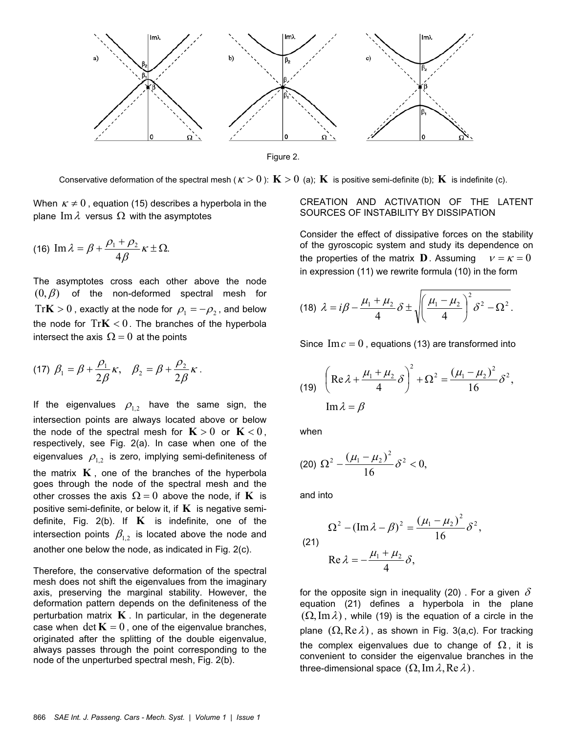Figure 2.

Conservative deformation of the spectral mesh ($\kappa > 0$): $\mathbf{K} > 0$ (a); $\mathbf{K}$ is positive semi-definite (b); $\mathbf{K}$ is indefinite (c).

When $\kappa \neq 0$, equation (15) describes a hyperbola in the plane $\operatorname{Im}\lambda$ versus $\Omega$ with the asymptotes

$$\operatorname{Im}\lambda = \beta + \frac{\rho_1 + \rho_2}{4\beta}\kappa \pm \Omega. \tag{16}$$

The asymptotes cross each other above the node $(0, \beta)$ of the non-deformed spectral mesh for $\operatorname{Tr}\mathbf{K} > 0$, exactly at the node for $\rho_1 = -\rho_2$, and below the node for $\operatorname{Tr}\mathbf{K} < 0$. The branches of the hyperbola intersect the axis $\Omega = 0$ at the points

$$\beta_1 = \beta + \frac{\rho_1}{2\beta}\kappa, \quad \beta_2 = \beta + \frac{\rho_2}{2\beta}\kappa. \tag{17}$$

If the eigenvalues $\rho_{1,2}$ have the same sign, the intersection points are always located above or below the node of the spectral mesh for $\mathbf{K} > 0$ or $\mathbf{K} < 0$, respectively, see Fig. 2(a). In case when one of the eigenvalues $\rho_{1,2}$ is zero, implying semi-definiteness of the matrix $\mathbf{K}$, one of the branches of the hyperbola goes through the node of the spectral mesh and the other crosses the axis $\Omega = 0$ above the node, if $\mathbf{K}$ is positive semi-definite, or below it, if $\mathbf{K}$ is negative semi-definite, Fig. 2(b). If $\mathbf{K}$ is indefinite, one of the intersection points $\beta_{1,2}$ is located above the node and another one below the node, as indicated in Fig. 2(c).

Therefore, the conservative deformation of the spectral mesh does not shift the eigenvalues from the imaginary axis, preserving the marginal stability. However, the deformation pattern depends on the definiteness of the perturbation matrix $\mathbf{K}$. In particular, in the degenerate case when $\det \mathbf{K} = 0$, one of the eigenvalue branches, originated after the splitting of the double eigenvalue, always passes through the point corresponding to the node of the unperturbed spectral mesh, Fig. 2(b).

## CREATION AND ACTIVATION OF THE LATENT SOURCES OF INSTABILITY BY DISSIPATION

Consider the effect of dissipative forces on the stability of the gyroscopic system and study its dependence on the properties of the matrix $\mathbf{D}$. Assuming $\nu = \kappa = 0$ in expression (11) we rewrite formula (10) in the form

$$\lambda = i\beta - \frac{\mu_1 + \mu_2}{4}\delta \pm \sqrt{\left(\frac{\mu_1 - \mu_2}{4}\right)^2 \delta^2 - \Omega^2}. \tag{18}$$

Since $\operatorname{Im} c = 0$, equations (13) are transformed into

$$\left(\operatorname{Re}\lambda + \frac{\mu_1 + \mu_2}{4}\delta\right)^2 + \Omega^2 = \frac{(\mu_1 - \mu_2)^2}{16}\delta^2, \qquad \operatorname{Im}\lambda = \beta \tag{19}$$

when

$$\Omega^2 - \frac{(\mu_1 - \mu_2)^2}{16}\delta^2 < 0, \tag{20}$$

and into

$$\Omega^2 - (\operatorname{Im}\lambda - \beta)^2 = \frac{(\mu_1 - \mu_2)^2}{16}\delta^2, \qquad \operatorname{Re}\lambda = -\frac{\mu_1 + \mu_2}{4}\delta, \tag{21}$$

for the opposite sign in inequality (20). For a given $\delta$ equation (21) defines a hyperbola in the plane $(\Omega, \operatorname{Im}\lambda)$, while (19) is the equation of a circle in the plane $(\Omega, \operatorname{Re}\lambda)$, as shown in Fig. 3(a,c). For tracking the complex eigenvalues due to change of $\Omega$, it is convenient to consider the eigenvalue branches in the three-dimensional space $(\Omega, \operatorname{Im}\lambda, \operatorname{Re}\lambda)$.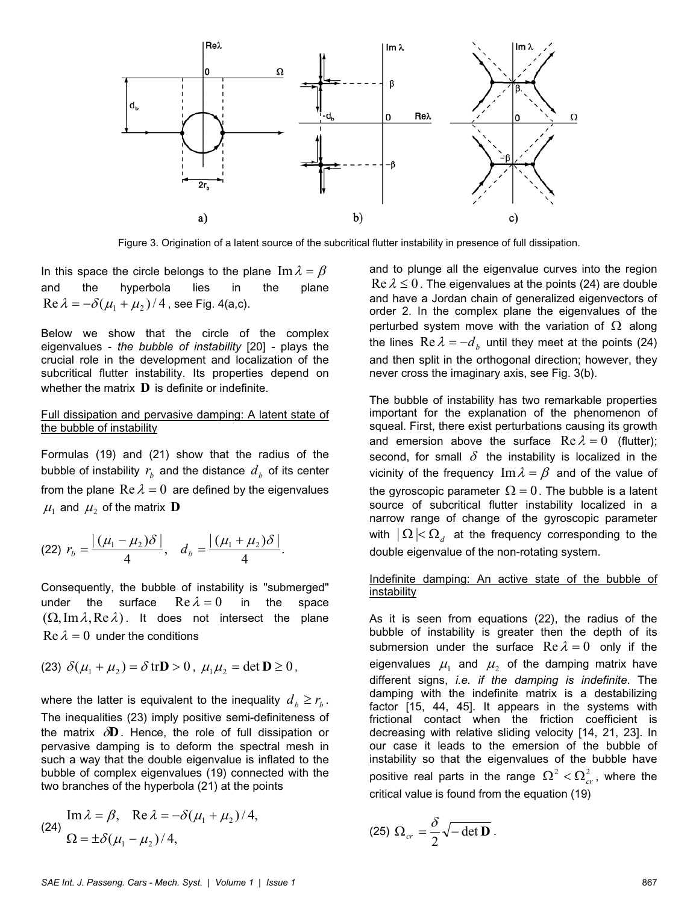Figure 3. Origination of a latent source of the subcritical flutter instability in presence of full dissipation.

In this space the circle belongs to the plane $\operatorname{Im}\lambda = \beta$ and the hyperbola lies in the plane $\operatorname{Re}\lambda = -\delta(\mu_1+\mu_2)/4$, see Fig. 4(a,c).

Below we show that the circle of the complex eigenvalues - *the bubble of instability* [20] - plays the crucial role in the development and localization of the subcritical flutter instability. Its properties depend on whether the matrix $\mathbf{D}$ is definite or indefinite.

## Full dissipation and pervasive damping: A latent state of the bubble of instability

Formulas (19) and (21) show that the radius of the bubble of instability $r_b$ and the distance $d_b$ of its center from the plane $\operatorname{Re}\lambda = 0$ are defined by the eigenvalues $\mu_1$ and $\mu_2$ of the matrix $\mathbf{D}$

$$(22)\quad r_b = \frac{|(\mu_1-\mu_2)\delta|}{4}, \quad d_b = \frac{|(\mu_1+\mu_2)\delta|}{4}.$$

Consequently, the bubble of instability is "submerged" under the surface $\operatorname{Re}\lambda = 0$ in the space $(\Omega, \operatorname{Im}\lambda, \operatorname{Re}\lambda)$. It does not intersect the plane $\operatorname{Re}\lambda = 0$ under the conditions

$$(23)\quad \delta(\mu_1+\mu_2) = \delta\,\mathrm{tr}\mathbf{D} > 0,\ \mu_1\mu_2 = \det\mathbf{D} \geq 0,$$

where the latter is equivalent to the inequality $d_b \geq r_b$. The inequalities (23) imply positive semi-definiteness of the matrix $\delta\mathbf{D}$. Hence, the role of full dissipation or pervasive damping is to deform the spectral mesh in such a way that the double eigenvalue is inflated to the bubble of complex eigenvalues (19) connected with the two branches of the hyperbola (21) at the points

$$(24)\quad \begin{aligned} &\operatorname{Im}\lambda = \beta, \quad \operatorname{Re}\lambda = -\delta(\mu_1+\mu_2)/4, \\ &\Omega = \pm\delta(\mu_1-\mu_2)/4, \end{aligned}$$

and to plunge all the eigenvalue curves into the region $\operatorname{Re}\lambda \leq 0$. The eigenvalues at the points (24) are double and have a Jordan chain of generalized eigenvectors of order 2. In the complex plane the eigenvalues of the perturbed system move with the variation of $\Omega$ along the lines $\operatorname{Re}\lambda = -d_b$ until they meet at the points (24) and then split in the orthogonal direction; however, they never cross the imaginary axis, see Fig. 3(b).

The bubble of instability has two remarkable properties important for the explanation of the phenomenon of squeal. First, there exist perturbations causing its growth and emersion above the surface $\operatorname{Re}\lambda = 0$ (flutter); second, for small $\delta$ the instability is localized in the vicinity of the frequency $\operatorname{Im}\lambda = \beta$ and of the value of the gyroscopic parameter $\Omega = 0$. The bubble is a latent source of subcritical flutter instability localized in a narrow range of change of the gyroscopic parameter with $|\Omega| < \Omega_d$ at the frequency corresponding to the double eigenvalue of the non-rotating system.

## Indefinite damping: An active state of the bubble of instability

As it is seen from equations (22), the radius of the bubble of instability is greater then the depth of its submersion under the surface $\operatorname{Re}\lambda = 0$ only if the eigenvalues $\mu_1$ and $\mu_2$ of the damping matrix have different signs, *i.e. if the damping is indefinite*. The damping with the indefinite matrix is a destabilizing factor [15, 44, 45]. It appears in the systems with frictional contact when the friction coefficient is decreasing with relative sliding velocity [14, 21, 23]. In our case it leads to the emersion of the bubble of instability so that the eigenvalues of the bubble have positive real parts in the range $\Omega^2 < \Omega_{cr}^2$, where the critical value is found from the equation (19)

$$(25)\quad \Omega_{cr} = \frac{\delta}{2}\sqrt{-\det\mathbf{D}}.$$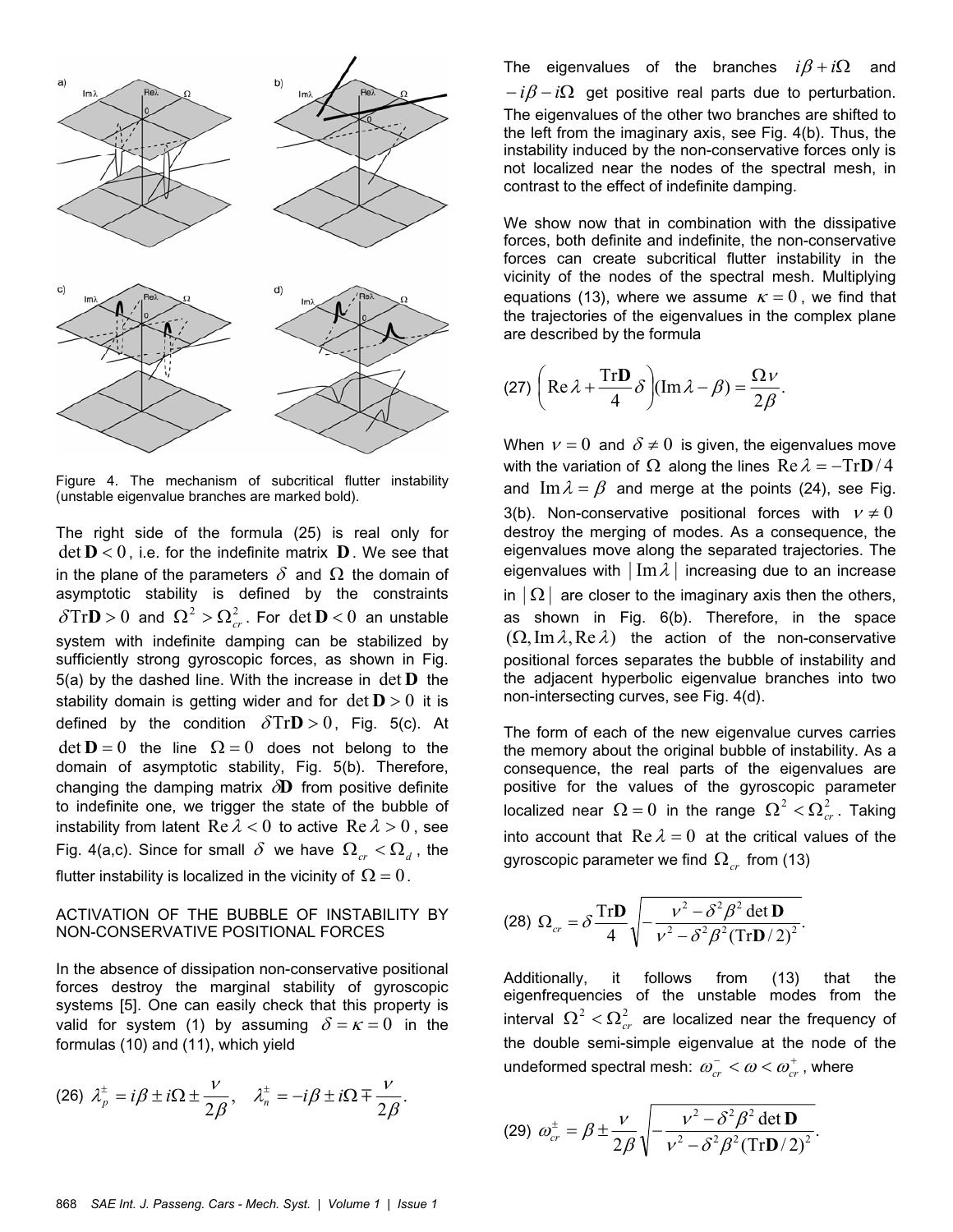Figure 4. The mechanism of subcritical flutter instability (unstable eigenvalue branches are marked bold).

The right side of the formula (25) is real only for $\det \mathbf{D} < 0$, i.e. for the indefinite matrix $\mathbf{D}$. We see that in the plane of the parameters $\delta$ and $\Omega$ the domain of asymptotic stability is defined by the constraints $\delta \mathrm{Tr}\mathbf{D} > 0$ and $\Omega^2 > \Omega_{cr}^2$. For $\det \mathbf{D} < 0$ an unstable system with indefinite damping can be stabilized by sufficiently strong gyroscopic forces, as shown in Fig. 5(a) by the dashed line. With the increase in $\det \mathbf{D}$ the stability domain is getting wider and for $\det \mathbf{D} > 0$ it is defined by the condition $\delta \mathrm{Tr}\mathbf{D} > 0$, Fig. 5(c). At $\det \mathbf{D} = 0$ the line $\Omega = 0$ does not belong to the domain of asymptotic stability, Fig. 5(b). Therefore, changing the damping matrix $\delta \mathbf{D}$ from positive definite to indefinite one, we trigger the state of the bubble of instability from latent $\mathrm{Re}\,\lambda < 0$ to active $\mathrm{Re}\,\lambda > 0$, see Fig. 4(a,c). Since for small $\delta$ we have $\Omega_{cr} < \Omega_d$, the flutter instability is localized in the vicinity of $\Omega = 0$.

## ACTIVATION OF THE BUBBLE OF INSTABILITY BY NON-CONSERVATIVE POSITIONAL FORCES

In the absence of dissipation non-conservative positional forces destroy the marginal stability of gyroscopic systems [5]. One can easily check that this property is valid for system (1) by assuming $\delta = \kappa = 0$ in the formulas (10) and (11), which yield

$$(26)\quad \lambda_p^{\pm} = i\beta \pm i\Omega \pm \frac{\nu}{2\beta}, \quad \lambda_n^{\pm} = -i\beta \pm i\Omega \mp \frac{\nu}{2\beta}.$$

The eigenvalues of the branches $i\beta + i\Omega$ and $-i\beta - i\Omega$ get positive real parts due to perturbation. The eigenvalues of the other two branches are shifted to the left from the imaginary axis, see Fig. 4(b). Thus, the instability induced by the non-conservative forces only is not localized near the nodes of the spectral mesh, in contrast to the effect of indefinite damping.

We show now that in combination with the dissipative forces, both definite and indefinite, the non-conservative forces can create subcritical flutter instability in the vicinity of the nodes of the spectral mesh. Multiplying equations (13), where we assume $\kappa = 0$, we find that the trajectories of the eigenvalues in the complex plane are described by the formula

$$(27)\quad \left(\mathrm{Re}\,\lambda + \frac{\mathrm{Tr}\mathbf{D}}{4}\delta\right)(\mathrm{Im}\,\lambda - \beta) = \frac{\Omega\nu}{2\beta}.$$

When $\nu = 0$ and $\delta \neq 0$ is given, the eigenvalues move with the variation of $\Omega$ along the lines $\mathrm{Re}\,\lambda = -\mathrm{Tr}\mathbf{D}/4$ and $\mathrm{Im}\,\lambda = \beta$ and merge at the points (24), see Fig. 3(b). Non-conservative positional forces with $\nu \neq 0$ destroy the merging of modes. As a consequence, the eigenvalues move along the separated trajectories. The eigenvalues with $|\mathrm{Im}\,\lambda|$ increasing due to an increase in $|\Omega|$ are closer to the imaginary axis then the others, as shown in Fig. 6(b). Therefore, in the space $(\Omega, \mathrm{Im}\,\lambda, \mathrm{Re}\,\lambda)$ the action of the non-conservative positional forces separates the bubble of instability and the adjacent hyperbolic eigenvalue branches into two non-intersecting curves, see Fig. 4(d).

The form of each of the new eigenvalue curves carries the memory about the original bubble of instability. As a consequence, the real parts of the eigenvalues are positive for the values of the gyroscopic parameter localized near $\Omega = 0$ in the range $\Omega^2 < \Omega_{cr}^2$. Taking into account that $\mathrm{Re}\,\lambda = 0$ at the critical values of the gyroscopic parameter we find $\Omega_{cr}$ from (13)

$$(28)\quad \Omega_{cr} = \delta \frac{\mathrm{Tr}\mathbf{D}}{4}\sqrt{-\frac{\nu^2 - \delta^2\beta^2 \det \mathbf{D}}{\nu^2 - \delta^2\beta^2(\mathrm{Tr}\mathbf{D}/2)^2}}.$$

Additionally, it follows from (13) that the eigenfrequencies of the unstable modes from the interval $\Omega^2 < \Omega_{cr}^2$ are localized near the frequency of the double semi-simple eigenvalue at the node of the undeformed spectral mesh: $\omega_{cr}^- < \omega < \omega_{cr}^+$, where

$$(29)\quad \omega_{cr}^{\pm} = \beta \pm \frac{\nu}{2\beta}\sqrt{-\frac{\nu^2 - \delta^2\beta^2 \det \mathbf{D}}{\nu^2 - \delta^2\beta^2(\mathrm{Tr}\mathbf{D}/2)^2}}.$$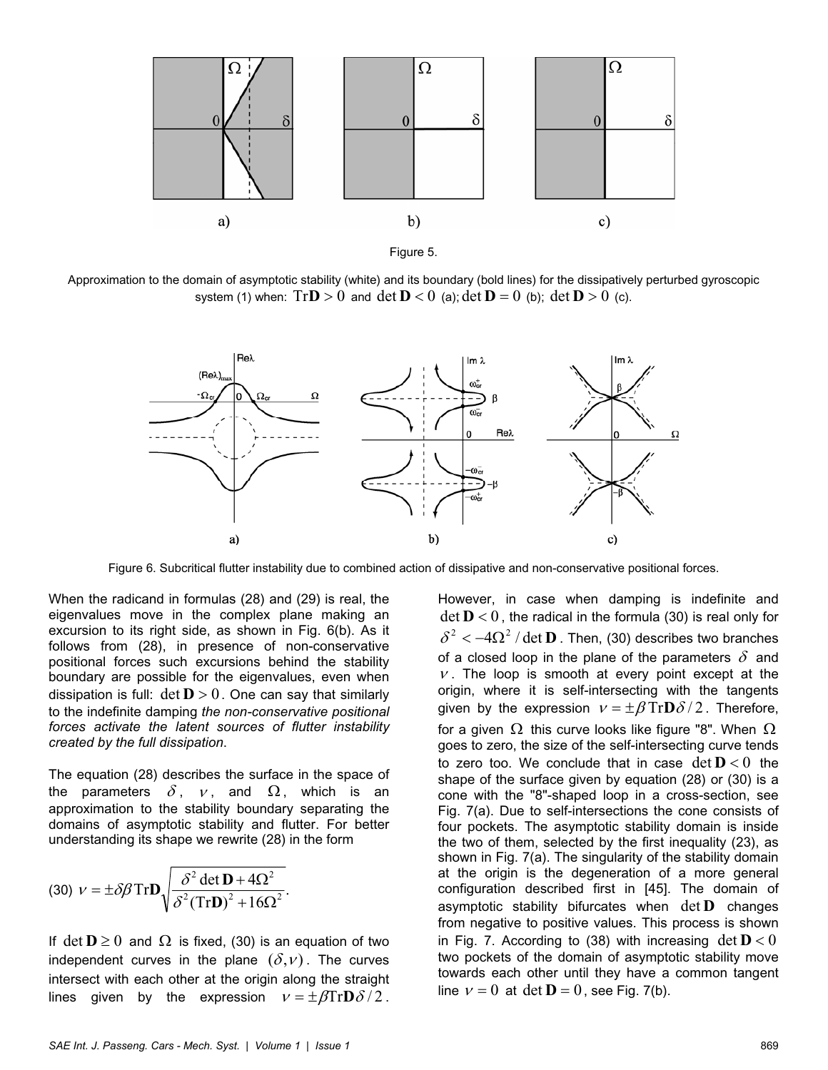Figure 5.

Approximation to the domain of asymptotic stability (white) and its boundary (bold lines) for the dissipatively perturbed gyroscopic system (1) when: $\mathrm{Tr}\mathbf{D} > 0$ and $\det \mathbf{D} < 0$ (a); $\det \mathbf{D} = 0$ (b); $\det \mathbf{D} > 0$ (c).

Figure 6. Subcritical flutter instability due to combined action of dissipative and non-conservative positional forces.

When the radicand in formulas (28) and (29) is real, the eigenvalues move in the complex plane making an excursion to its right side, as shown in Fig. 6(b). As it follows from (28), in presence of non-conservative positional forces such excursions behind the stability boundary are possible for the eigenvalues, even when dissipation is full: $\det \mathbf{D} > 0$. One can say that similarly to the indefinite damping *the non-conservative positional forces activate the latent sources of flutter instability created by the full dissipation*.

The equation (28) describes the surface in the space of the parameters $\delta$, $\nu$, and $\Omega$, which is an approximation to the stability boundary separating the domains of asymptotic stability and flutter. For better understanding its shape we rewrite (28) in the form

$$\nu = \pm \delta \beta \, \mathrm{Tr}\mathbf{D} \sqrt{\frac{\delta^2 \det \mathbf{D} + 4\Omega^2}{\delta^2 (\mathrm{Tr}\mathbf{D})^2 + 16\Omega^2}}. \quad (30)$$

If $\det \mathbf{D} \geq 0$ and $\Omega$ is fixed, (30) is an equation of two independent curves in the plane $(\delta, \nu)$. The curves intersect with each other at the origin along the straight lines given by the expression $\nu = \pm \beta \mathrm{Tr}\mathbf{D}\delta / 2$. However, in case when damping is indefinite and $\det \mathbf{D} < 0$, the radical in the formula (30) is real only for $\delta^2 < -4\Omega^2 / \det \mathbf{D}$. Then, (30) describes two branches of a closed loop in the plane of the parameters $\delta$ and $\nu$. The loop is smooth at every point except at the origin, where it is self-intersecting with the tangents given by the expression $\nu = \pm \beta \mathrm{Tr}\mathbf{D}\delta / 2$. Therefore, for a given $\Omega$ this curve looks like figure "8". When $\Omega$ goes to zero, the size of the self-intersecting curve tends to zero too. We conclude that in case $\det \mathbf{D} < 0$ the shape of the surface given by equation (28) or (30) is a cone with the "8"-shaped loop in a cross-section, see Fig. 7(a). Due to self-intersections the cone consists of four pockets. The asymptotic stability domain is inside the two of them, selected by the first inequality (23), as shown in Fig. 7(a). The singularity of the stability domain at the origin is the degeneration of a more general configuration described first in [45]. The domain of asymptotic stability bifurcates when $\det \mathbf{D}$ changes from negative to positive values. This process is shown in Fig. 7. According to (38) with increasing $\det \mathbf{D} < 0$ two pockets of the domain of asymptotic stability move towards each other until they have a common tangent line $\nu = 0$ at $\det \mathbf{D} = 0$, see Fig. 7(b).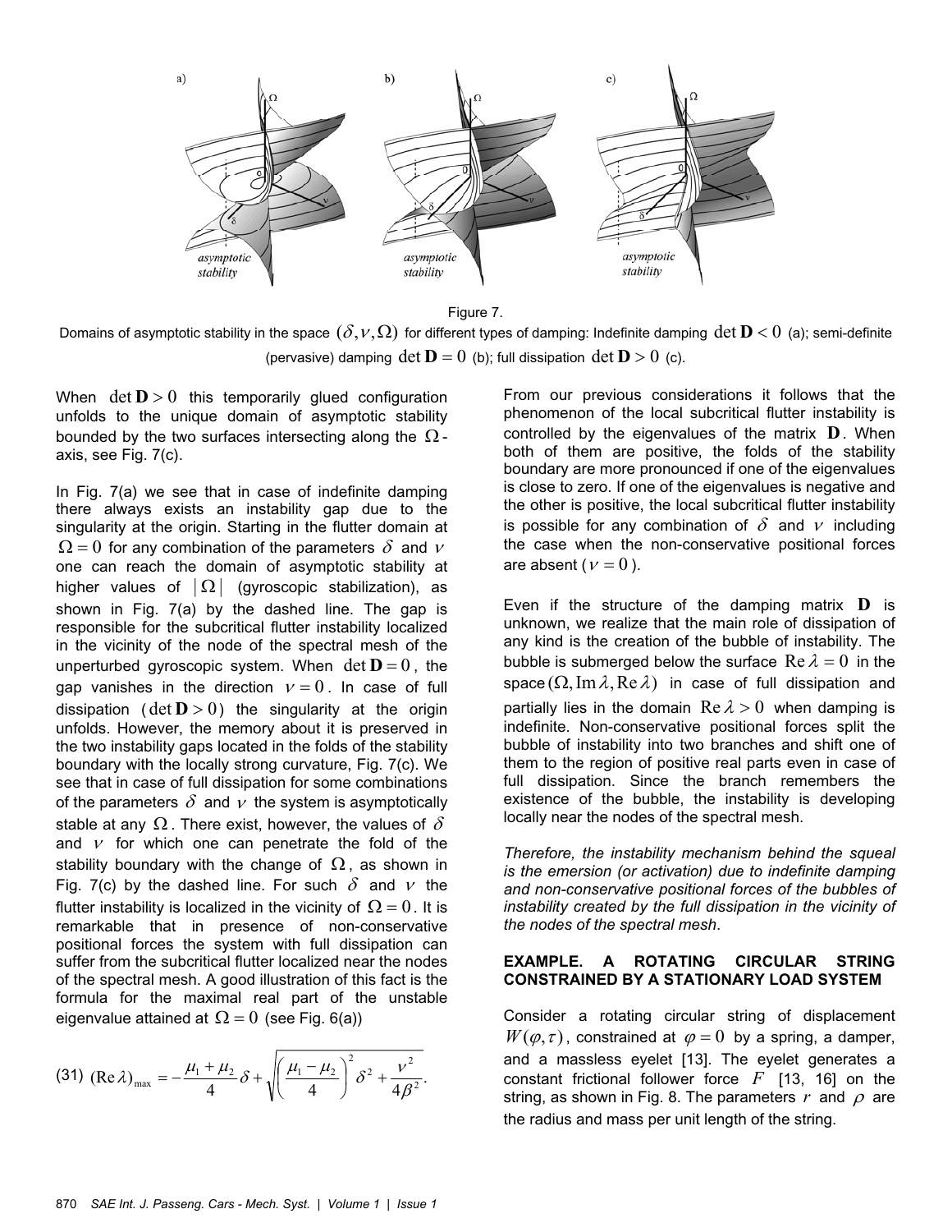Figure 7.

Domains of asymptotic stability in the space $(\delta, \nu, \Omega)$ for different types of damping: Indefinite damping $\det \mathbf{D} < 0$ (a); semi-definite (pervasive) damping $\det \mathbf{D} = 0$ (b); full dissipation $\det \mathbf{D} > 0$ (c).

When $\det \mathbf{D} > 0$ this temporarily glued configuration unfolds to the unique domain of asymptotic stability bounded by the two surfaces intersecting along the $\Omega$-axis, see Fig. 7(c).

In Fig. 7(a) we see that in case of indefinite damping there always exists an instability gap due to the singularity at the origin. Starting in the flutter domain at $\Omega = 0$ for any combination of the parameters $\delta$ and $\nu$ one can reach the domain of asymptotic stability at higher values of $|\Omega|$ (gyroscopic stabilization), as shown in Fig. 7(a) by the dashed line. The gap is responsible for the subcritical flutter instability localized in the vicinity of the node of the spectral mesh of the unperturbed gyroscopic system. When $\det \mathbf{D} = 0$, the gap vanishes in the direction $\nu = 0$. In case of full dissipation ($\det \mathbf{D} > 0$) the singularity at the origin unfolds. However, the memory about it is preserved in the two instability gaps located in the folds of the stability boundary with the locally strong curvature, Fig. 7(c). We see that in case of full dissipation for some combinations of the parameters $\delta$ and $\nu$ the system is asymptotically stable at any $\Omega$. There exist, however, the values of $\delta$ and $\nu$ for which one can penetrate the fold of the stability boundary with the change of $\Omega$, as shown in Fig. 7(c) by the dashed line. For such $\delta$ and $\nu$ the flutter instability is localized in the vicinity of $\Omega = 0$. It is remarkable that in presence of non-conservative positional forces the system with full dissipation can suffer from the subcritical flutter localized near the nodes of the spectral mesh. A good illustration of this fact is the formula for the maximal real part of the unstable eigenvalue attained at $\Omega = 0$ (see Fig. 6(a))

$$(\mathrm{Re}\,\lambda)_{\max} = -\frac{\mu_1 + \mu_2}{4}\delta + \sqrt{\left(\frac{\mu_1 - \mu_2}{4}\right)^2 \delta^2 + \frac{\nu^2}{4\beta^2}}. \quad (31)$$

From our previous considerations it follows that the phenomenon of the local subcritical flutter instability is controlled by the eigenvalues of the matrix $\mathbf{D}$. When both of them are positive, the folds of the stability boundary are more pronounced if one of the eigenvalues is close to zero. If one of the eigenvalues is negative and the other is positive, the local subcritical flutter instability is possible for any combination of $\delta$ and $\nu$ including the case when the non-conservative positional forces are absent ($\nu = 0$).

Even if the structure of the damping matrix $\mathbf{D}$ is unknown, we realize that the main role of dissipation of any kind is the creation of the bubble of instability. The bubble is submerged below the surface $\mathrm{Re}\,\lambda = 0$ in the space $(\Omega, \mathrm{Im}\,\lambda, \mathrm{Re}\,\lambda)$ in case of full dissipation and partially lies in the domain $\mathrm{Re}\,\lambda > 0$ when damping is indefinite. Non-conservative positional forces split the bubble of instability into two branches and shift one of them to the region of positive real parts even in case of full dissipation. Since the branch remembers the existence of the bubble, the instability is developing locally near the nodes of the spectral mesh.

*Therefore, the instability mechanism behind the squeal is the emersion (or activation) due to indefinite damping and non-conservative positional forces of the bubbles of instability created by the full dissipation in the vicinity of the nodes of the spectral mesh.*

## EXAMPLE. A ROTATING CIRCULAR STRING CONSTRAINED BY A STATIONARY LOAD SYSTEM

Consider a rotating circular string of displacement $W(\varphi, \tau)$, constrained at $\varphi = 0$ by a spring, a damper, and a massless eyelet [13]. The eyelet generates a constant frictional follower force $F$ [13, 16] on the string, as shown in Fig. 8. The parameters $r$ and $\rho$ are the radius and mass per unit length of the string.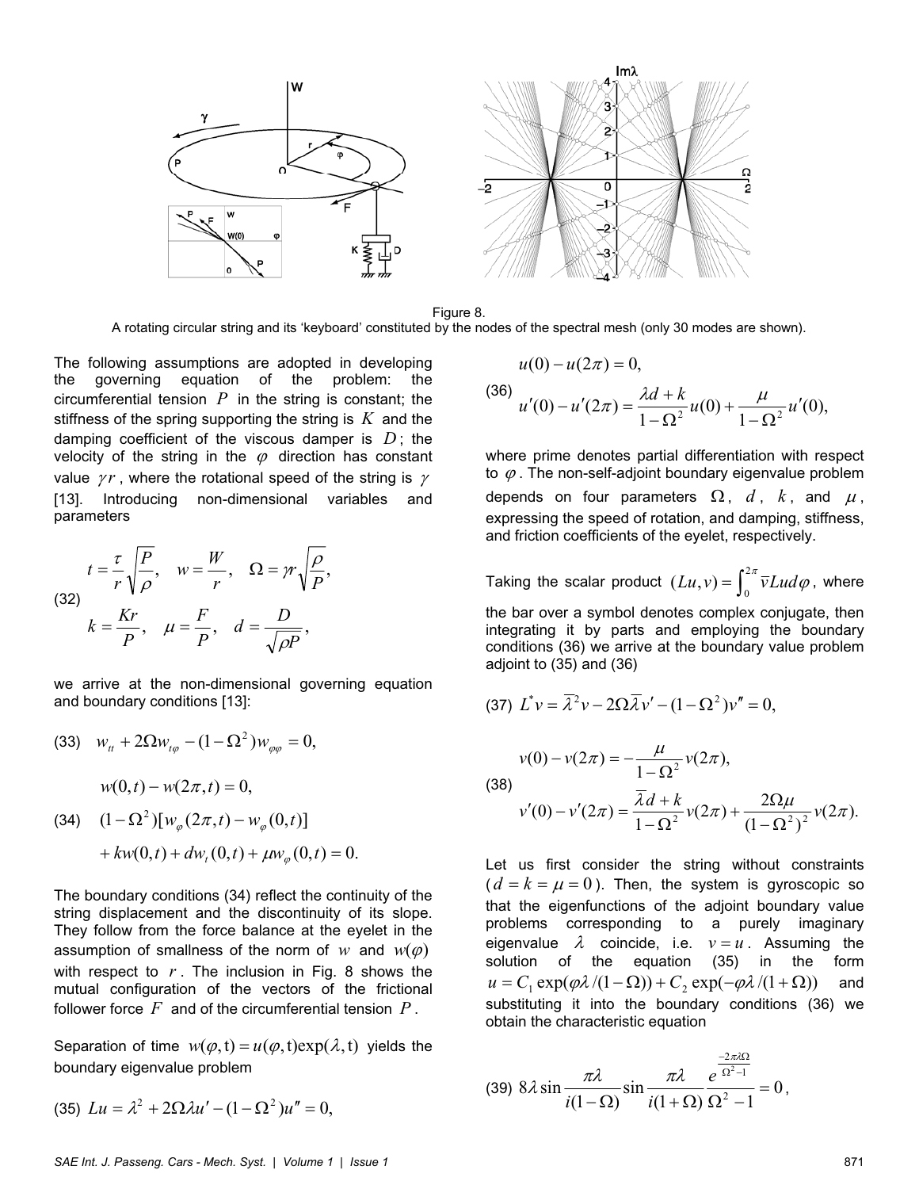Figure 8.
A rotating circular string and its 'keyboard' constituted by the nodes of the spectral mesh (only 30 modes are shown).

The following assumptions are adopted in developing the governing equation of the problem: the circumferential tension $P$ in the string is constant; the stiffness of the spring supporting the string is $K$ and the damping coefficient of the viscous damper is $D$; the velocity of the string in the $\varphi$ direction has constant value $\gamma r$, where the rotational speed of the string is $\gamma$ [13]. Introducing non-dimensional variables and parameters

$$
t=\frac{\tau}{r}\sqrt{\frac{P}{\rho}},\quad w=\frac{W}{r},\quad \Omega=\gamma r\sqrt{\frac{\rho}{P}},
$$
$$
k=\frac{Kr}{P},\quad \mu=\frac{F}{P},\quad d=\frac{D}{\sqrt{\rho P}},
\tag{32}
$$

we arrive at the non-dimensional governing equation and boundary conditions [13]:

$$
w_{tt}+2\Omega w_{t\varphi}-(1-\Omega^2)w_{\varphi\varphi}=0,
\tag{33}
$$

$$
\begin{gathered}
w(0,t)-w(2\pi,t)=0,\\
(1-\Omega^2)[w_{\varphi}(2\pi,t)-w_{\varphi}(0,t)]\\
+kw(0,t)+dw_t(0,t)+\mu w_{\varphi}(0,t)=0.
\end{gathered}
\tag{34}
$$

The boundary conditions (34) reflect the continuity of the string displacement and the discontinuity of its slope. They follow from the force balance at the eyelet in the assumption of smallness of the norm of $w$ and $w(\varphi)$ with respect to $r$. The inclusion in Fig. 8 shows the mutual configuration of the vectors of the frictional follower force $F$ and of the circumferential tension $P$.

Separation of time $w(\varphi,\mathrm{t})=u(\varphi,\mathrm{t})\exp(\lambda,\mathrm{t})$ yields the boundary eigenvalue problem

$$
Lu=\lambda^2+2\Omega\lambda u'-(1-\Omega^2)u''=0,
\tag{35}
$$

$$
\begin{gathered}
u(0)-u(2\pi)=0,\\
u'(0)-u'(2\pi)=\frac{\lambda d+k}{1-\Omega^2}u(0)+\frac{\mu}{1-\Omega^2}u'(0),
\end{gathered}
\tag{36}
$$

where prime denotes partial differentiation with respect to $\varphi$. The non-self-adjoint boundary eigenvalue problem depends on four parameters $\Omega$, $d$, $k$, and $\mu$, expressing the speed of rotation, and damping, stiffness, and friction coefficients of the eyelet, respectively.

Taking the scalar product $(Lu,v)=\int_0^{2\pi}\bar{v}Lud\varphi$, where the bar over a symbol denotes complex conjugate, then integrating it by parts and employing the boundary conditions (36) we arrive at the boundary value problem adjoint to (35) and (36)

$$
L^*v=\bar{\lambda}^2v-2\Omega\bar{\lambda}v'-(1-\Omega^2)v''=0,
\tag{37}
$$

$$
\begin{gathered}
v(0)-v(2\pi)=-\frac{\mu}{1-\Omega^2}v(2\pi),\\
v'(0)-v'(2\pi)=\frac{\bar{\lambda}d+k}{1-\Omega^2}v(2\pi)+\frac{2\Omega\mu}{(1-\Omega^2)^2}v(2\pi).
\end{gathered}
\tag{38}
$$

Let us first consider the string without constraints ($d=k=\mu=0$). Then, the system is gyroscopic so that the eigenfunctions of the adjoint boundary value problems corresponding to a purely imaginary eigenvalue $\lambda$ coincide, i.e. $v=u$. Assuming the solution of the equation (35) in the form $u=C_1\exp(\varphi\lambda/(1-\Omega))+C_2\exp(-\varphi\lambda/(1+\Omega))$ and substituting it into the boundary conditions (36) we obtain the characteristic equation

$$
8\lambda\sin\frac{\pi\lambda}{i(1-\Omega)}\sin\frac{\pi\lambda}{i(1+\Omega)}\frac{e^{\frac{-2\pi\lambda\Omega}{\Omega^2-1}}}{\Omega^2-1}=0,
\tag{39}
$$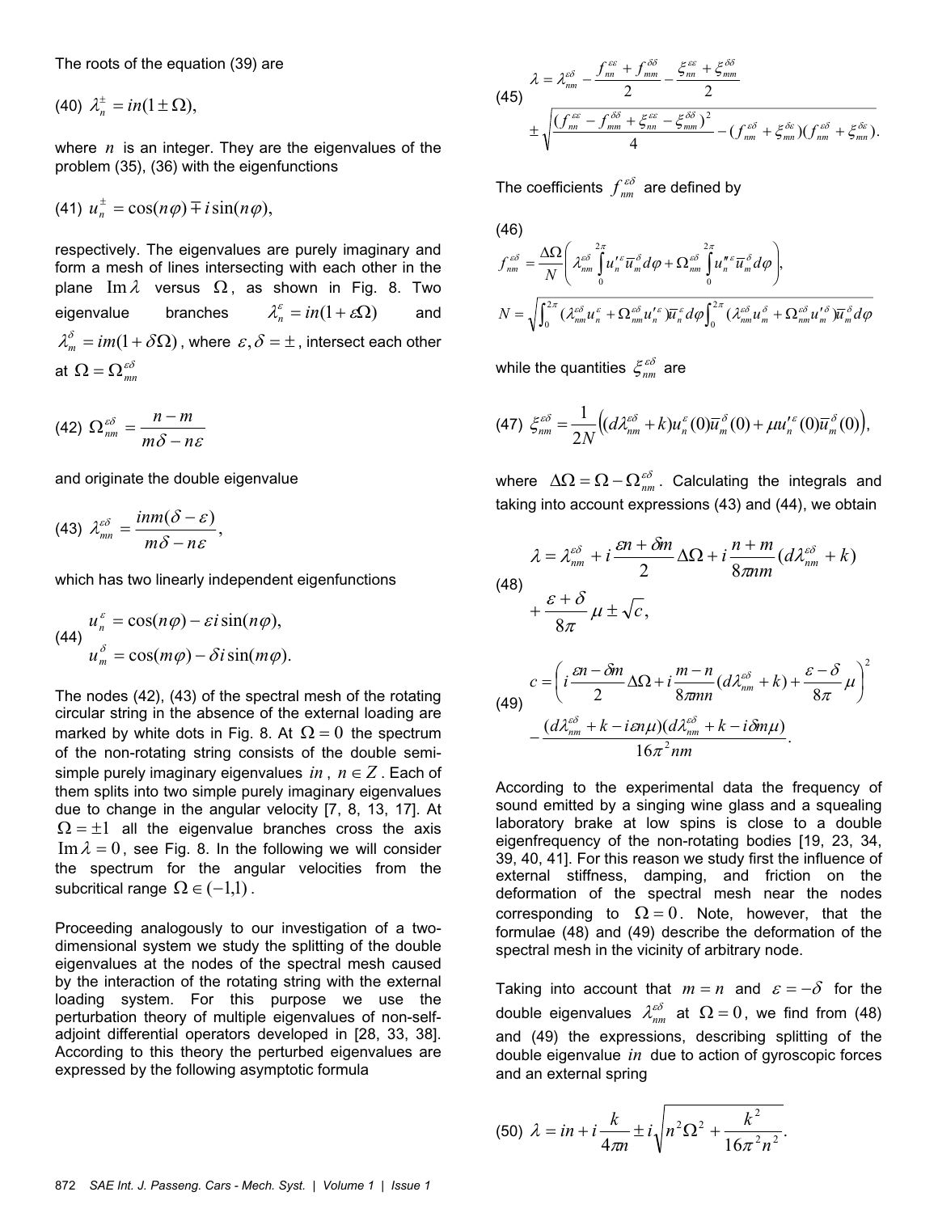The roots of the equation (39) are

$$(40)\quad \lambda_n^{\pm} = in(1 \pm \Omega),$$

where $n$ is an integer. They are the eigenvalues of the problem (35), (36) with the eigenfunctions

$$(41)\quad u_n^{\pm} = \cos(n\varphi) \mp i\sin(n\varphi),$$

respectively. The eigenvalues are purely imaginary and form a mesh of lines intersecting with each other in the plane $\mathrm{Im}\,\lambda$ versus $\Omega$, as shown in Fig. 8. Two eigenvalue branches $\lambda_n^{\varepsilon} = in(1+\varepsilon\Omega)$ and $\lambda_m^{\delta} = im(1+\delta\Omega)$, where $\varepsilon, \delta = \pm$, intersect each other at $\Omega = \Omega_{mn}^{\varepsilon\delta}$

$$(42)\quad \Omega_{nm}^{\varepsilon\delta} = \frac{n-m}{m\delta - n\varepsilon}$$

and originate the double eigenvalue

$$(43)\quad \lambda_{mn}^{\varepsilon\delta} = \frac{inm(\delta-\varepsilon)}{m\delta - n\varepsilon},$$

which has two linearly independent eigenfunctions

$$(44)\quad \begin{aligned} u_n^{\varepsilon} &= \cos(n\varphi) - \varepsilon i \sin(n\varphi), \\ u_m^{\delta} &= \cos(m\varphi) - \delta i \sin(m\varphi). \end{aligned}$$

The nodes (42), (43) of the spectral mesh of the rotating circular string in the absence of the external loading are marked by white dots in Fig. 8. At $\Omega = 0$ the spectrum of the non-rotating string consists of the double semi-simple purely imaginary eigenvalues $in$, $n \in Z$. Each of them splits into two simple purely imaginary eigenvalues due to change in the angular velocity [7, 8, 13, 17]. At $\Omega = \pm 1$ all the eigenvalue branches cross the axis $\mathrm{Im}\,\lambda = 0$, see Fig. 8. In the following we will consider the spectrum for the angular velocities from the subcritical range $\Omega \in (-1,1)$.

Proceeding analogously to our investigation of a two-dimensional system we study the splitting of the double eigenvalues at the nodes of the spectral mesh caused by the interaction of the rotating string with the external loading system. For this purpose we use the perturbation theory of multiple eigenvalues of non-self-adjoint differential operators developed in [28, 33, 38]. According to this theory the perturbed eigenvalues are expressed by the following asymptotic formula

$$(45)\quad \begin{aligned} \lambda = \lambda_{nm}^{\varepsilon\delta} &- \frac{f_{nn}^{\varepsilon\varepsilon} + f_{mm}^{\delta\delta}}{2} - \frac{\xi_{nn}^{\varepsilon\varepsilon} + \xi_{mm}^{\delta\delta}}{2} \\ &\pm \sqrt{\frac{(f_{nn}^{\varepsilon\varepsilon} - f_{mm}^{\delta\delta} + \xi_{nn}^{\varepsilon\varepsilon} - \xi_{mm}^{\delta\delta})^2}{4} - (f_{nm}^{\varepsilon\delta} + \xi_{mn}^{\varepsilon\delta})(f_{nm}^{\varepsilon\delta} + \xi_{mn}^{\delta\varepsilon})}. \end{aligned}$$

The coefficients $f_{nm}^{\varepsilon\delta}$ are defined by

$$(46)\quad \begin{aligned} f_{nm}^{\varepsilon\delta} &= \frac{\Delta\Omega}{N}\left(\lambda_{nm}^{\varepsilon\delta}\int_0^{2\pi} u_n'^{\varepsilon}\bar{u}_m^{\delta}\,d\varphi + \Omega_{nm}^{\varepsilon\delta}\int_0^{2\pi} u_n''^{\varepsilon}\bar{u}_m^{\delta}\,d\varphi\right), \\ N &= \sqrt{\int_0^{2\pi}(\lambda_{nm}^{\varepsilon\delta}u_n^{\varepsilon} + \Omega_{nm}^{\varepsilon\delta}u_n'^{\varepsilon})\bar{u}_n^{\varepsilon}\,d\varphi \int_0^{2\pi}(\lambda_{nm}^{\varepsilon\delta}u_m^{\delta} + \Omega_{nm}^{\varepsilon\delta}u_m'^{\delta})\bar{u}_m^{\delta}\,d\varphi} \end{aligned}$$

while the quantities $\xi_{nm}^{\varepsilon\delta}$ are

$$(47)\quad \xi_{nm}^{\varepsilon\delta} = \frac{1}{2N}\left((d\lambda_{nm}^{\varepsilon\delta} + k)u_n^{\varepsilon}(0)\bar{u}_m^{\delta}(0) + \mu u_n'^{\varepsilon}(0)\bar{u}_m^{\delta}(0)\right),$$

where $\Delta\Omega = \Omega - \Omega_{nm}^{\varepsilon\delta}$. Calculating the integrals and taking into account expressions (43) and (44), we obtain

$$(48)\quad \begin{aligned} \lambda = \lambda_{nm}^{\varepsilon\delta} &+ i\frac{\varepsilon n + \delta m}{2}\Delta\Omega + i\frac{n+m}{8\pi nm}(d\lambda_{nm}^{\varepsilon\delta} + k) \\ &+ \frac{\varepsilon+\delta}{8\pi}\mu \pm \sqrt{c}, \end{aligned}$$

$$(49)\quad \begin{aligned} c = &\left(i\frac{\varepsilon n - \delta m}{2}\Delta\Omega + i\frac{m-n}{8\pi mn}(d\lambda_{nm}^{\varepsilon\delta} + k) + \frac{\varepsilon - \delta}{8\pi}\mu\right)^2 \\ &- \frac{(d\lambda_{nm}^{\varepsilon\delta} + k - i\varepsilon n\mu)(d\lambda_{nm}^{\varepsilon\delta} + k - i\delta m\mu)}{16\pi^2 nm}. \end{aligned}$$

According to the experimental data the frequency of sound emitted by a singing wine glass and a squealing laboratory brake at low spins is close to a double eigenfrequency of the non-rotating bodies [19, 23, 34, 39, 40, 41]. For this reason we study first the influence of external stiffness, damping, and friction on the deformation of the spectral mesh near the nodes corresponding to $\Omega = 0$. Note, however, that the formulae (48) and (49) describe the deformation of the spectral mesh in the vicinity of arbitrary node.

Taking into account that $m = n$ and $\varepsilon = -\delta$ for the double eigenvalues $\lambda_{nm}^{\varepsilon\delta}$ at $\Omega = 0$, we find from (48) and (49) the expressions, describing splitting of the double eigenvalue $in$ due to action of gyroscopic forces and an external spring

$$(50)\quad \lambda = in + i\frac{k}{4\pi n} \pm i\sqrt{n^2\Omega^2 + \frac{k^2}{16\pi^2 n^2}}.$$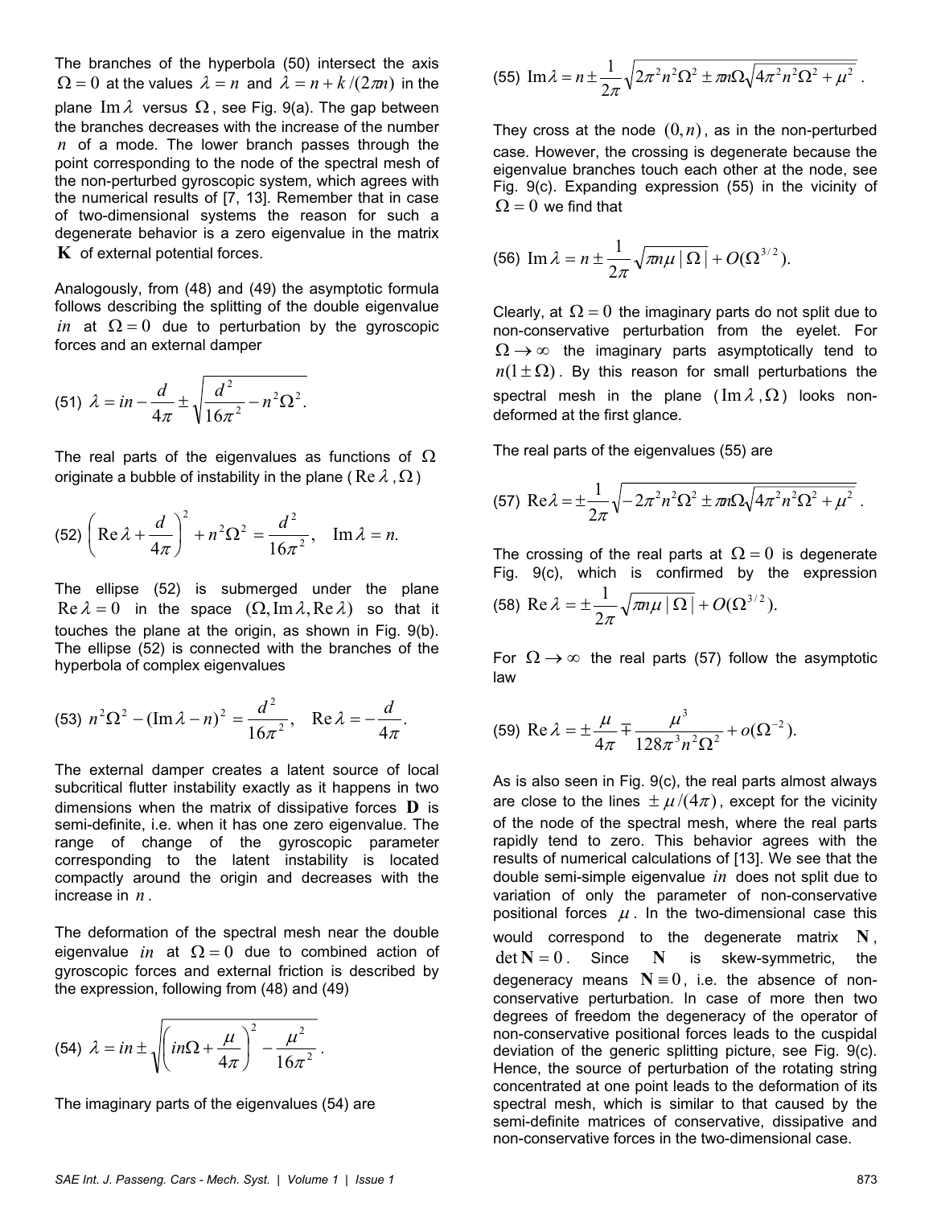The branches of the hyperbola (50) intersect the axis $\Omega = 0$ at the values $\lambda = n$ and $\lambda = n + k/(2\pi n)$ in the plane $\mathrm{Im}\,\lambda$ versus $\Omega$, see Fig. 9(a). The gap between the branches decreases with the increase of the number $n$ of a mode. The lower branch passes through the point corresponding to the node of the spectral mesh of the non-perturbed gyroscopic system, which agrees with the numerical results of [7, 13]. Remember that in case of two-dimensional systems the reason for such a degenerate behavior is a zero eigenvalue in the matrix $\mathbf{K}$ of external potential forces.

Analogously, from (48) and (49) the asymptotic formula follows describing the splitting of the double eigenvalue $in$ at $\Omega = 0$ due to perturbation by the gyroscopic forces and an external damper

$$(51)\ \lambda = in - \frac{d}{4\pi} \pm \sqrt{\frac{d^2}{16\pi^2} - n^2\Omega^2}.$$

The real parts of the eigenvalues as functions of $\Omega$ originate a bubble of instability in the plane ($\mathrm{Re}\,\lambda, \Omega$)

$$(52)\ \left(\mathrm{Re}\,\lambda + \frac{d}{4\pi}\right)^2 + n^2\Omega^2 = \frac{d^2}{16\pi^2}, \quad \mathrm{Im}\,\lambda = n.$$

The ellipse (52) is submerged under the plane $\mathrm{Re}\,\lambda = 0$ in the space $(\Omega, \mathrm{Im}\,\lambda, \mathrm{Re}\,\lambda)$ so that it touches the plane at the origin, as shown in Fig. 9(b). The ellipse (52) is connected with the branches of the hyperbola of complex eigenvalues

$$(53)\ n^2\Omega^2 - (\mathrm{Im}\,\lambda - n)^2 = \frac{d^2}{16\pi^2}, \quad \mathrm{Re}\,\lambda = -\frac{d}{4\pi}.$$

The external damper creates a latent source of local subcritical flutter instability exactly as it happens in two dimensions when the matrix of dissipative forces $\mathbf{D}$ is semi-definite, i.e. when it has one zero eigenvalue. The range of change of the gyroscopic parameter corresponding to the latent instability is located compactly around the origin and decreases with the increase in $n$.

The deformation of the spectral mesh near the double eigenvalue $in$ at $\Omega = 0$ due to combined action of gyroscopic forces and external friction is described by the expression, following from (48) and (49)

$$(54)\ \lambda = in \pm \sqrt{\left(in\Omega + \frac{\mu}{4\pi}\right)^2 - \frac{\mu^2}{16\pi^2}}.$$

The imaginary parts of the eigenvalues (54) are

$$(55)\ \mathrm{Im}\lambda = n \pm \frac{1}{2\pi}\sqrt{2\pi^2 n^2\Omega^2 \pm \pi n\Omega\sqrt{4\pi^2 n^2\Omega^2 + \mu^2}}.$$

They cross at the node $(0, n)$, as in the non-perturbed case. However, the crossing is degenerate because the eigenvalue branches touch each other at the node, see Fig. 9(c). Expanding expression (55) in the vicinity of $\Omega = 0$ we find that

$$(56)\ \mathrm{Im}\,\lambda = n \pm \frac{1}{2\pi}\sqrt{\pi n\mu\,|\,\Omega\,|} + O(\Omega^{3/2}).$$

Clearly, at $\Omega = 0$ the imaginary parts do not split due to non-conservative perturbation from the eyelet. For $\Omega \to \infty$ the imaginary parts asymptotically tend to $n(1 \pm \Omega)$. By this reason for small perturbations the spectral mesh in the plane ($\mathrm{Im}\,\lambda, \Omega$) looks non-deformed at the first glance.

The real parts of the eigenvalues (55) are

$$(57)\ \mathrm{Re}\lambda = \pm\frac{1}{2\pi}\sqrt{-2\pi^2 n^2\Omega^2 \pm \pi n\Omega\sqrt{4\pi^2 n^2\Omega^2 + \mu^2}}.$$

The crossing of the real parts at $\Omega = 0$ is degenerate Fig. 9(c), which is confirmed by the expression

$$(58)\ \mathrm{Re}\,\lambda = \pm\frac{1}{2\pi}\sqrt{\pi n\mu\,|\,\Omega\,|} + O(\Omega^{3/2}).$$

For $\Omega \to \infty$ the real parts (57) follow the asymptotic law

$$(59)\ \mathrm{Re}\,\lambda = \pm\frac{\mu}{4\pi} \mp \frac{\mu^3}{128\pi^3 n^2\Omega^2} + o(\Omega^{-2}).$$

As is also seen in Fig. 9(c), the real parts almost always are close to the lines $\pm\mu/(4\pi)$, except for the vicinity of the node of the spectral mesh, where the real parts rapidly tend to zero. This behavior agrees with the results of numerical calculations of [13]. We see that the double semi-simple eigenvalue $in$ does not split due to variation of only the parameter of non-conservative positional forces $\mu$. In the two-dimensional case this would correspond to the degenerate matrix $\mathbf{N}$, $\det\mathbf{N} = 0$. Since $\mathbf{N}$ is skew-symmetric, the degeneracy means $\mathbf{N} \equiv 0$, i.e. the absence of non-conservative perturbation. In case of more then two degrees of freedom the degeneracy of the operator of non-conservative positional forces leads to the cuspidal deviation of the generic splitting picture, see Fig. 9(c). Hence, the source of perturbation of the rotating string concentrated at one point leads to the deformation of its spectral mesh, which is similar to that caused by the semi-definite matrices of conservative, dissipative and non-conservative forces in the two-dimensional case.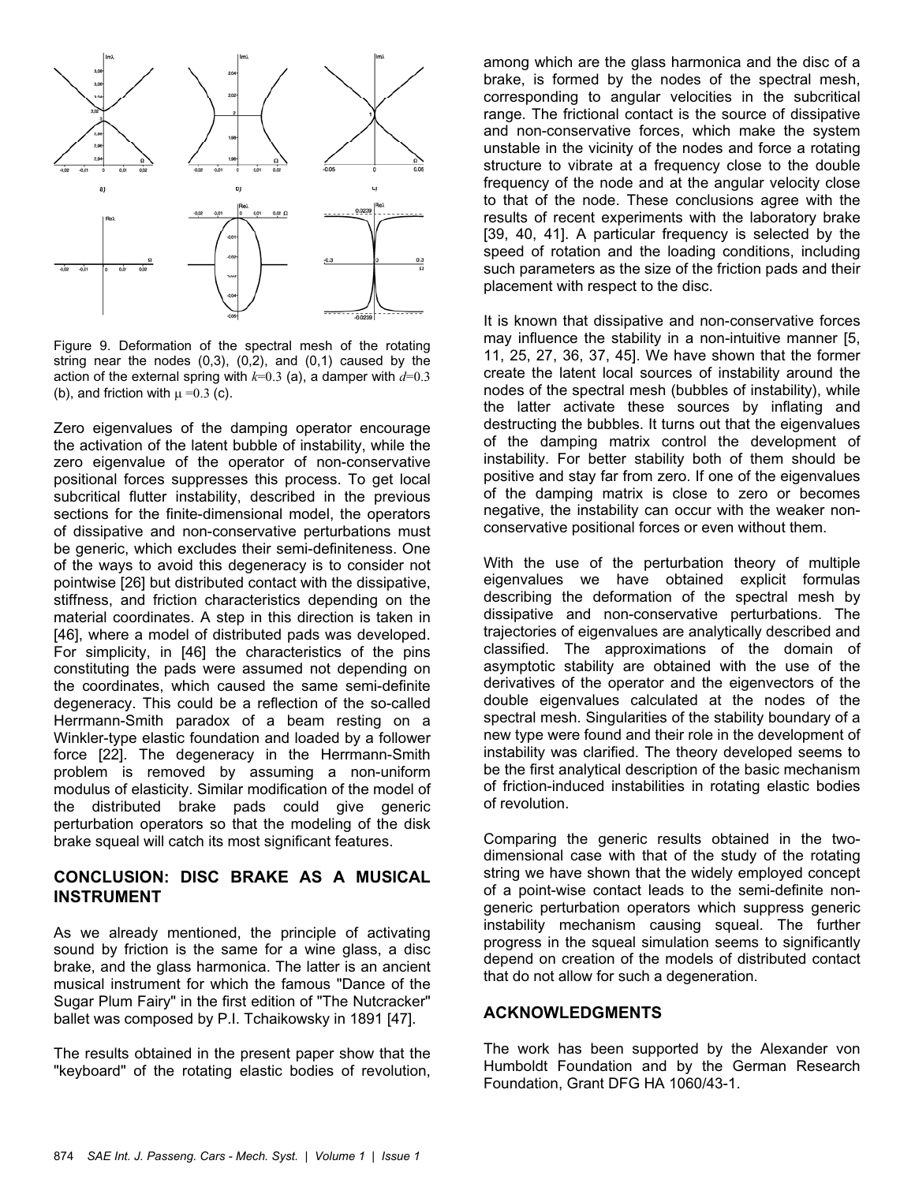Im λ
3,06
3,04
3,02
3
2,98
2,96
2,94
-0,02 -0,01 0 0,01 0,02 Ω
a)

Im λ
2,04
2,02
2
1,98
1,96
-0,02 -0,01 0 0,01 0,02 Ω
b)

Im λ
1
-0.05 0 0.05 Ω
c)

Re λ
-0,02 -0,01 0 0,01 0,02 Ω

Re λ
-0,02 -0,01 0 0,01 0,02 Ω
-0,01
-0,02
-0,04
-0,05

Re λ
0.0239
-0.3 0 0.3 Ω
-0.0239

Figure 9. Deformation of the spectral mesh of the rotating string near the nodes (0,3), (0,2), and (0,1) caused by the action of the external spring with $k$=0.3 (a), a damper with $d$=0.3 (b), and friction with $\mu$ =0.3 (c).

Zero eigenvalues of the damping operator encourage the activation of the latent bubble of instability, while the zero eigenvalue of the operator of non-conservative positional forces suppresses this process. To get local subcritical flutter instability, described in the previous sections for the finite-dimensional model, the operators of dissipative and non-conservative perturbations must be generic, which excludes their semi-definiteness. One of the ways to avoid this degeneracy is to consider not pointwise [26] but distributed contact with the dissipative, stiffness, and friction characteristics depending on the material coordinates. A step in this direction is taken in [46], where a model of distributed pads was developed. For simplicity, in [46] the characteristics of the pins constituting the pads were assumed not depending on the coordinates, which caused the same semi-definite degeneracy. This could be a reflection of the so-called Herrmann-Smith paradox of a beam resting on a Winkler-type elastic foundation and loaded by a follower force [22]. The degeneracy in the Herrmann-Smith problem is removed by assuming a non-uniform modulus of elasticity. Similar modification of the model of the distributed brake pads could give generic perturbation operators so that the modeling of the disk brake squeal will catch its most significant features.

## CONCLUSION: DISC BRAKE AS A MUSICAL INSTRUMENT

As we already mentioned, the principle of activating sound by friction is the same for a wine glass, a disc brake, and the glass harmonica. The latter is an ancient musical instrument for which the famous "Dance of the Sugar Plum Fairy" in the first edition of "The Nutcracker" ballet was composed by P.I. Tchaikowsky in 1891 [47].

The results obtained in the present paper show that the "keyboard" of the rotating elastic bodies of revolution, among which are the glass harmonica and the disc of a brake, is formed by the nodes of the spectral mesh, corresponding to angular velocities in the subcritical range. The frictional contact is the source of dissipative and non-conservative forces, which make the system unstable in the vicinity of the nodes and force a rotating structure to vibrate at a frequency close to the double frequency of the node and at the angular velocity close to that of the node. These conclusions agree with the results of recent experiments with the laboratory brake [39, 40, 41]. A particular frequency is selected by the speed of rotation and the loading conditions, including such parameters as the size of the friction pads and their placement with respect to the disc.

It is known that dissipative and non-conservative forces may influence the stability in a non-intuitive manner [5, 11, 25, 27, 36, 37, 45]. We have shown that the former create the latent local sources of instability around the nodes of the spectral mesh (bubbles of instability), while the latter activate these sources by inflating and destructing the bubbles. It turns out that the eigenvalues of the damping matrix control the development of instability. For better stability both of them should be positive and stay far from zero. If one of the eigenvalues of the damping matrix is close to zero or becomes negative, the instability can occur with the weaker non-conservative positional forces or even without them.

With the use of the perturbation theory of multiple eigenvalues we have obtained explicit formulas describing the deformation of the spectral mesh by dissipative and non-conservative perturbations. The trajectories of eigenvalues are analytically described and classified. The approximations of the domain of asymptotic stability are obtained with the use of the derivatives of the operator and the eigenvectors of the double eigenvalues calculated at the nodes of the spectral mesh. Singularities of the stability boundary of a new type were found and their role in the development of instability was clarified. The theory developed seems to be the first analytical description of the basic mechanism of friction-induced instabilities in rotating elastic bodies of revolution.

Comparing the generic results obtained in the two-dimensional case with that of the study of the rotating string we have shown that the widely employed concept of a point-wise contact leads to the semi-definite non-generic perturbation operators which suppress generic instability mechanism causing squeal. The further progress in the squeal simulation seems to significantly depend on creation of the models of distributed contact that do not allow for such a degeneration.

## ACKNOWLEDGMENTS

The work has been supported by the Alexander von Humboldt Foundation and by the German Research Foundation, Grant DFG HA 1060/43-1.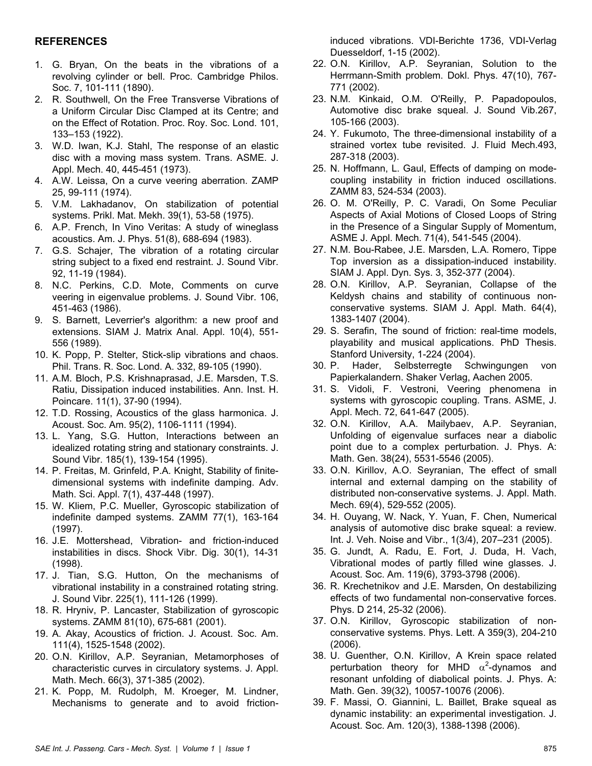## REFERENCES

1. G. Bryan, On the beats in the vibrations of a revolving cylinder or bell. Proc. Cambridge Philos. Soc. 7, 101-111 (1890).
2. R. Southwell, On the Free Transverse Vibrations of a Uniform Circular Disc Clamped at its Centre; and on the Effect of Rotation. Proc. Roy. Soc. Lond. 101, 133–153 (1922).
3. W.D. Iwan, K.J. Stahl, The response of an elastic disc with a moving mass system. Trans. ASME. J. Appl. Mech. 40, 445-451 (1973).
4. A.W. Leissa, On a curve veering aberration. ZAMP 25, 99-111 (1974).
5. V.M. Lakhadanov, On stabilization of potential systems. Prikl. Mat. Mekh. 39(1), 53-58 (1975).
6. A.P. French, In Vino Veritas: A study of wineglass acoustics. Am. J. Phys. 51(8), 688-694 (1983).
7. G.S. Schajer, The vibration of a rotating circular string subject to a fixed end restraint. J. Sound Vibr. 92, 11-19 (1984).
8. N.C. Perkins, C.D. Mote, Comments on curve veering in eigenvalue problems. J. Sound Vibr. 106, 451-463 (1986).
9. S. Barnett, Leverrier's algorithm: a new proof and extensions. SIAM J. Matrix Anal. Appl. 10(4), 551-556 (1989).
10. K. Popp, P. Stelter, Stick-slip vibrations and chaos. Phil. Trans. R. Soc. Lond. A. 332, 89-105 (1990).
11. A.M. Bloch, P.S. Krishnaprasad, J.E. Marsden, T.S. Ratiu, Dissipation induced instabilities. Ann. Inst. H. Poincare. 11(1), 37-90 (1994).
12. T.D. Rossing, Acoustics of the glass harmonica. J. Acoust. Soc. Am. 95(2), 1106-1111 (1994).
13. L. Yang, S.G. Hutton, Interactions between an idealized rotating string and stationary constraints. J. Sound Vibr. 185(1), 139-154 (1995).
14. P. Freitas, M. Grinfeld, P.A. Knight, Stability of finite-dimensional systems with indefinite damping. Adv. Math. Sci. Appl. 7(1), 437-448 (1997).
15. W. Kliem, P.C. Mueller, Gyroscopic stabilization of indefinite damped systems. ZAMM 77(1), 163-164 (1997).
16. J.E. Mottershead, Vibration- and friction-induced instabilities in discs. Shock Vibr. Dig. 30(1), 14-31 (1998).
17. J. Tian, S.G. Hutton, On the mechanisms of vibrational instability in a constrained rotating string. J. Sound Vibr. 225(1), 111-126 (1999).
18. R. Hryniv, P. Lancaster, Stabilization of gyroscopic systems. ZAMM 81(10), 675-681 (2001).
19. A. Akay, Acoustics of friction. J. Acoust. Soc. Am. 111(4), 1525-1548 (2002).
20. O.N. Kirillov, A.P. Seyranian, Metamorphoses of characteristic curves in circulatory systems. J. Appl. Math. Mech. 66(3), 371-385 (2002).
21. K. Popp, M. Rudolph, M. Kroeger, M. Lindner, Mechanisms to generate and to avoid friction-induced vibrations. VDI-Berichte 1736, VDI-Verlag Duesseldorf, 1-15 (2002).
22. O.N. Kirillov, A.P. Seyranian, Solution to the Herrmann-Smith problem. Dokl. Phys. 47(10), 767-771 (2002).
23. N.M. Kinkaid, O.M. O'Reilly, P. Papadopoulos, Automotive disc brake squeal. J. Sound Vib.267, 105-166 (2003).
24. Y. Fukumoto, The three-dimensional instability of a strained vortex tube revisited. J. Fluid Mech.493, 287-318 (2003).
25. N. Hoffmann, L. Gaul, Effects of damping on mode-coupling instability in friction induced oscillations. ZAMM 83, 524-534 (2003).
26. O. M. O'Reilly, P. C. Varadi, On Some Peculiar Aspects of Axial Motions of Closed Loops of String in the Presence of a Singular Supply of Momentum, ASME J. Appl. Mech. 71(4), 541-545 (2004).
27. N.M. Bou-Rabee, J.E. Marsden, L.A. Romero, Tippe Top inversion as a dissipation-induced instability. SIAM J. Appl. Dyn. Sys. 3, 352-377 (2004).
28. O.N. Kirillov, A.P. Seyranian, Collapse of the Keldysh chains and stability of continuous non-conservative systems. SIAM J. Appl. Math. 64(4), 1383-1407 (2004).
29. S. Serafin, The sound of friction: real-time models, playability and musical applications. PhD Thesis. Stanford University, 1-224 (2004).
30. P. Hader, Selbsterregte Schwingungen von Papierkalandern. Shaker Verlag, Aachen 2005.
31. S. Vidoli, F. Vestroni, Veering phenomena in systems with gyroscopic coupling. Trans. ASME, J. Appl. Mech. 72, 641-647 (2005).
32. O.N. Kirillov, A.A. Mailybaev, A.P. Seyranian, Unfolding of eigenvalue surfaces near a diabolic point due to a complex perturbation. J. Phys. A: Math. Gen. 38(24), 5531-5546 (2005).
33. O.N. Kirillov, A.O. Seyranian, The effect of small internal and external damping on the stability of distributed non-conservative systems. J. Appl. Math. Mech. 69(4), 529-552 (2005).
34. H. Ouyang, W. Nack, Y. Yuan, F. Chen, Numerical analysis of automotive disc brake squeal: a review. Int. J. Veh. Noise and Vibr., 1(3/4), 207–231 (2005).
35. G. Jundt, A. Radu, E. Fort, J. Duda, H. Vach, Vibrational modes of partly filled wine glasses. J. Acoust. Soc. Am. 119(6), 3793-3798 (2006).
36. R. Krechetnikov and J.E. Marsden, On destabilizing effects of two fundamental non-conservative forces. Phys. D 214, 25-32 (2006).
37. O.N. Kirillov, Gyroscopic stabilization of non-conservative systems. Phys. Lett. A 359(3), 204-210 (2006).
38. U. Guenther, O.N. Kirillov, A Krein space related perturbation theory for MHD $\alpha^2$-dynamos and resonant unfolding of diabolical points. J. Phys. A: Math. Gen. 39(32), 10057-10076 (2006).
39. F. Massi, O. Giannini, L. Baillet, Brake squeal as dynamic instability: an experimental investigation. J. Acoust. Soc. Am. 120(3), 1388-1398 (2006).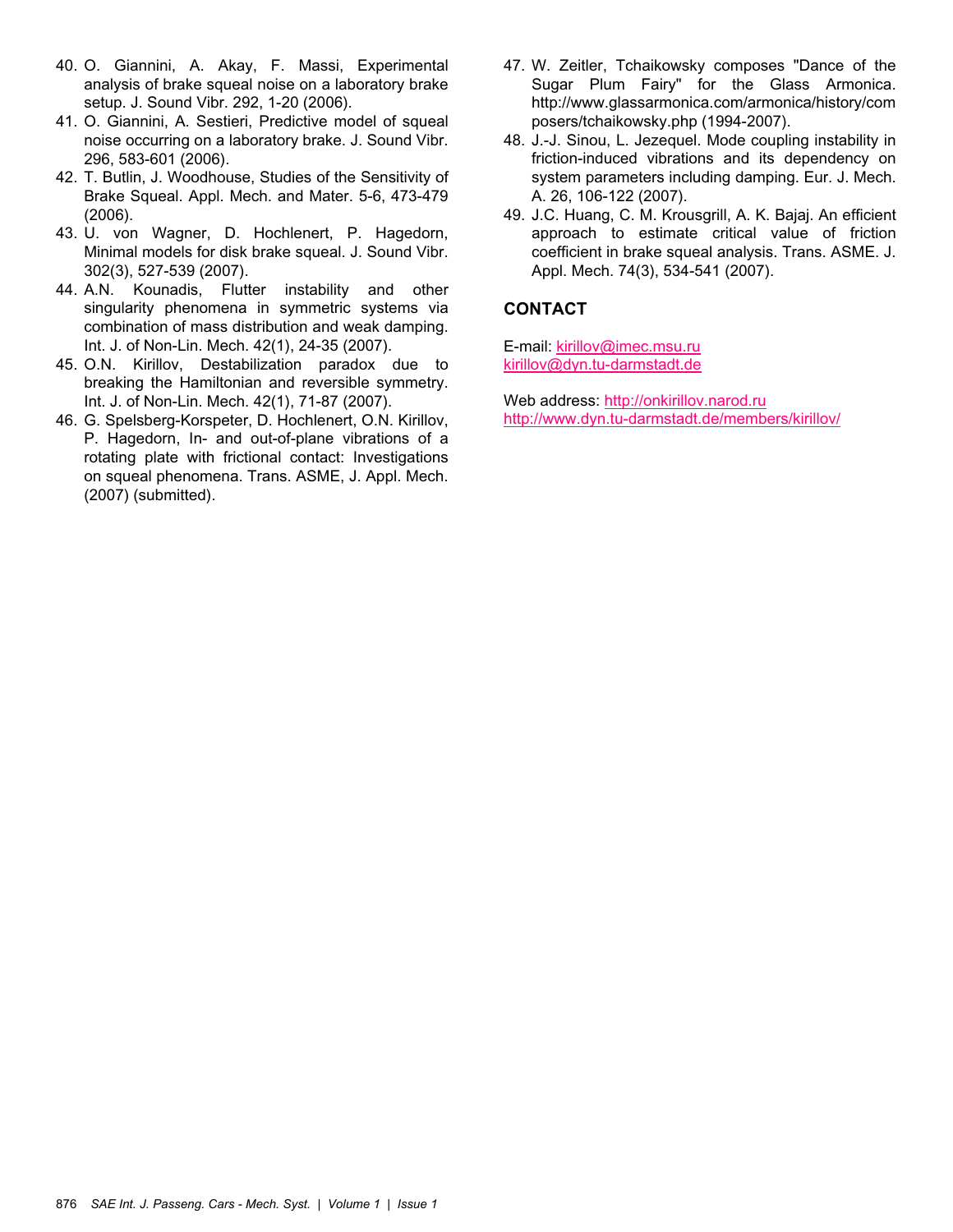40. O. Giannini, A. Akay, F. Massi, Experimental analysis of brake squeal noise on a laboratory brake setup. J. Sound Vibr. 292, 1-20 (2006).
41. O. Giannini, A. Sestieri, Predictive model of squeal noise occurring on a laboratory brake. J. Sound Vibr. 296, 583-601 (2006).
42. T. Butlin, J. Woodhouse, Studies of the Sensitivity of Brake Squeal. Appl. Mech. and Mater. 5-6, 473-479 (2006).
43. U. von Wagner, D. Hochlenert, P. Hagedorn, Minimal models for disk brake squeal. J. Sound Vibr. 302(3), 527-539 (2007).
44. A.N. Kounadis, Flutter instability and other singularity phenomena in symmetric systems via combination of mass distribution and weak damping. Int. J. of Non-Lin. Mech. 42(1), 24-35 (2007).
45. O.N. Kirillov, Destabilization paradox due to breaking the Hamiltonian and reversible symmetry. Int. J. of Non-Lin. Mech. 42(1), 71-87 (2007).
46. G. Spelsberg-Korspeter, D. Hochlenert, O.N. Kirillov, P. Hagedorn, In- and out-of-plane vibrations of a rotating plate with frictional contact: Investigations on squeal phenomena. Trans. ASME, J. Appl. Mech. (2007) (submitted).
47. W. Zeitler, Tchaikowsky composes "Dance of the Sugar Plum Fairy" for the Glass Armonica. http://www.glassarmonica.com/armonica/history/composers/tchaikowsky.php (1994-2007).
48. J.-J. Sinou, L. Jezequel. Mode coupling instability in friction-induced vibrations and its dependency on system parameters including damping. Eur. J. Mech. A. 26, 106-122 (2007).
49. J.C. Huang, C. M. Krousgrill, A. K. Bajaj. An efficient approach to estimate critical value of friction coefficient in brake squeal analysis. Trans. ASME. J. Appl. Mech. 74(3), 534-541 (2007).

## CONTACT

E-mail: kirillov@imec.msu.ru
kirillov@dyn.tu-darmstadt.de

Web address: http://onkirillov.narod.ru
http://www.dyn.tu-darmstadt.de/members/kirillov/